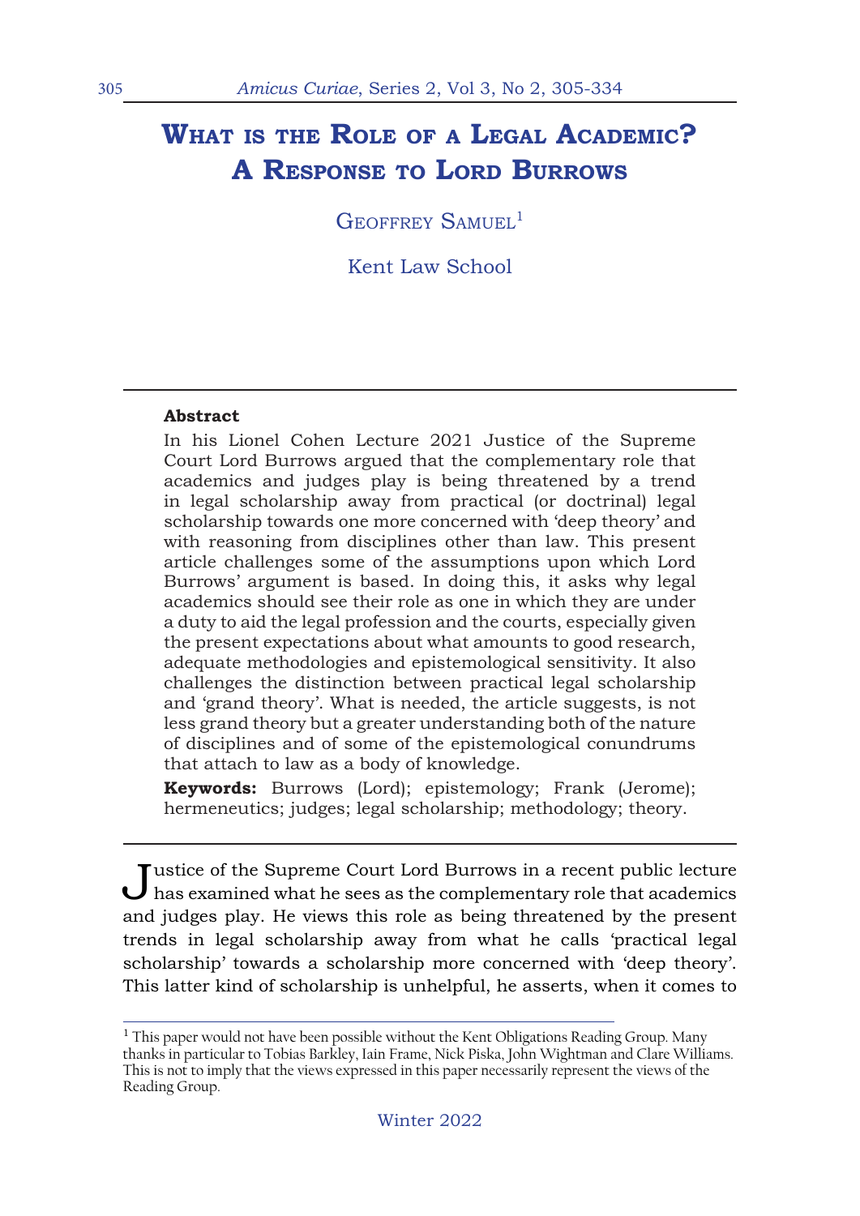# What is the Role of a Legal Academic? A Response to Lord Burrows

Geoffrey Samuel[1]

Kent Law School

**Abstract**

In his Lionel Cohen Lecture 2021 Justice of the Supreme Court Lord Burrows argued that the complementary role that academics and judges play is being threatened by a trend in legal scholarship away from practical (or doctrinal) legal scholarship towards one more concerned with 'deep theory' and with reasoning from disciplines other than law. This present article challenges some of the assumptions upon which Lord Burrows' argument is based. In doing this, it asks why legal academics should see their role as one in which they are under a duty to aid the legal profession and the courts, especially given the present expectations about what amounts to good research, adequate methodologies and epistemological sensitivity. It also challenges the distinction between practical legal scholarship and 'grand theory'. What is needed, the article suggests, is not less grand theory but a greater understanding both of the nature of disciplines and of some of the epistemological conundrums that attach to law as a body of knowledge.

**Keywords:** Burrows (Lord); epistemology; Frank (Jerome); hermeneutics; judges; legal scholarship; methodology; theory.

---

Justice of the Supreme Court Lord Burrows in a recent public lecture has examined what he sees as the complementary role that academics and judges play. He views this role as being threatened by the present trends in legal scholarship away from what he calls 'practical legal scholarship' towards a scholarship more concerned with 'deep theory'. This latter kind of scholarship is unhelpful, he asserts, when it comes to

[1] This paper would not have been possible without the Kent Obligations Reading Group. Many thanks in particular to Tobias Barkley, Iain Frame, Nick Piska, John Wightman and Clare Williams. This is not to imply that the views expressed in this paper necessarily represent the views of the Reading Group.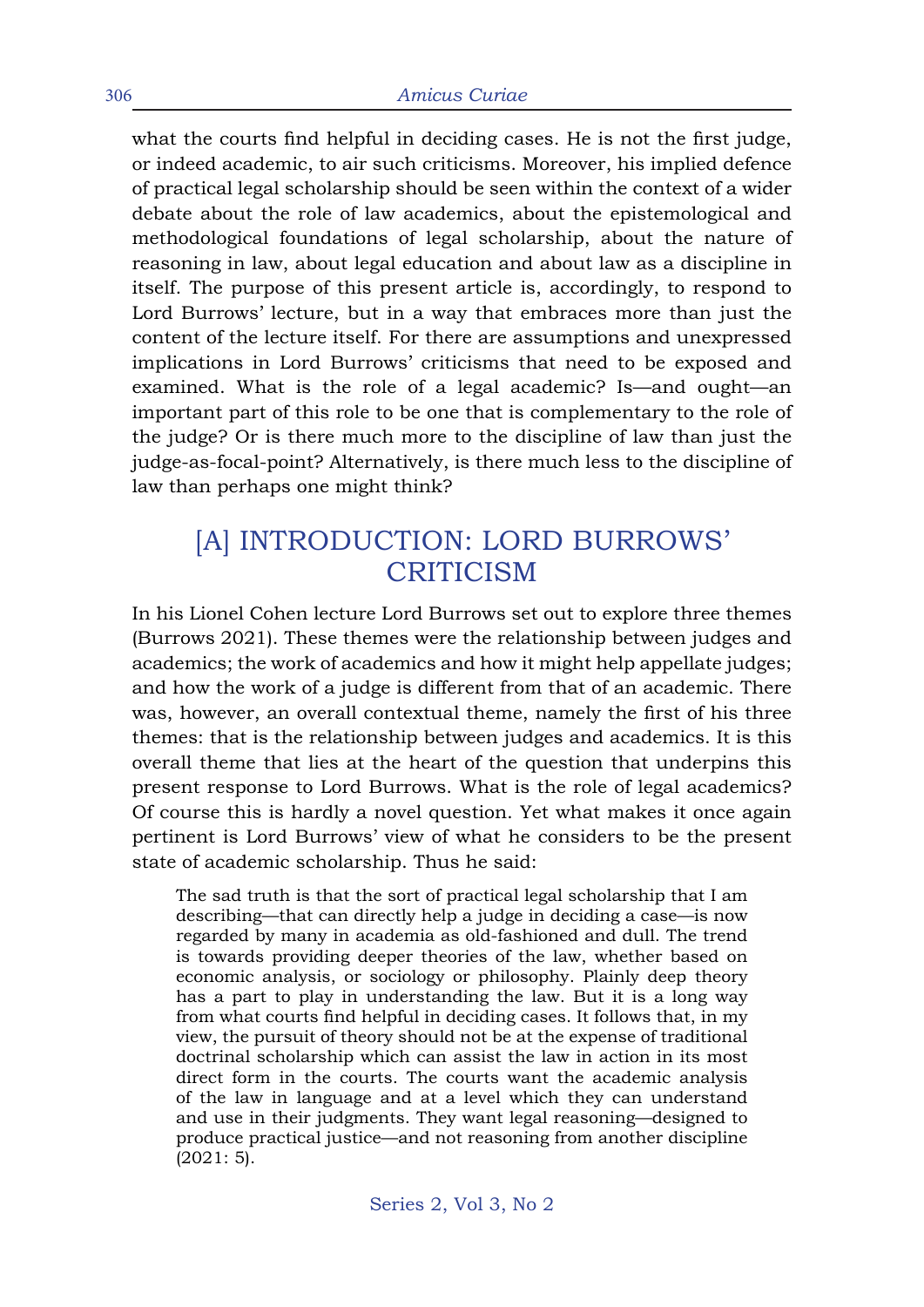what the courts find helpful in deciding cases. He is not the first judge, or indeed academic, to air such criticisms. Moreover, his implied defence of practical legal scholarship should be seen within the context of a wider debate about the role of law academics, about the epistemological and methodological foundations of legal scholarship, about the nature of reasoning in law, about legal education and about law as a discipline in itself. The purpose of this present article is, accordingly, to respond to Lord Burrows' lecture, but in a way that embraces more than just the content of the lecture itself. For there are assumptions and unexpressed implications in Lord Burrows' criticisms that need to be exposed and examined. What is the role of a legal academic? Is—and ought—an important part of this role to be one that is complementary to the role of the judge? Or is there much more to the discipline of law than just the judge-as-focal-point? Alternatively, is there much less to the discipline of law than perhaps one might think?

## [A] INTRODUCTION: LORD BURROWS' CRITICISM

In his Lionel Cohen lecture Lord Burrows set out to explore three themes (Burrows 2021). These themes were the relationship between judges and academics; the work of academics and how it might help appellate judges; and how the work of a judge is different from that of an academic. There was, however, an overall contextual theme, namely the first of his three themes: that is the relationship between judges and academics. It is this overall theme that lies at the heart of the question that underpins this present response to Lord Burrows. What is the role of legal academics? Of course this is hardly a novel question. Yet what makes it once again pertinent is Lord Burrows' view of what he considers to be the present state of academic scholarship. Thus he said:

> The sad truth is that the sort of practical legal scholarship that I am describing—that can directly help a judge in deciding a case—is now regarded by many in academia as old-fashioned and dull. The trend is towards providing deeper theories of the law, whether based on economic analysis, or sociology or philosophy. Plainly deep theory has a part to play in understanding the law. But it is a long way from what courts find helpful in deciding cases. It follows that, in my view, the pursuit of theory should not be at the expense of traditional doctrinal scholarship which can assist the law in action in its most direct form in the courts. The courts want the academic analysis of the law in language and at a level which they can understand and use in their judgments. They want legal reasoning—designed to produce practical justice—and not reasoning from another discipline (2021: 5).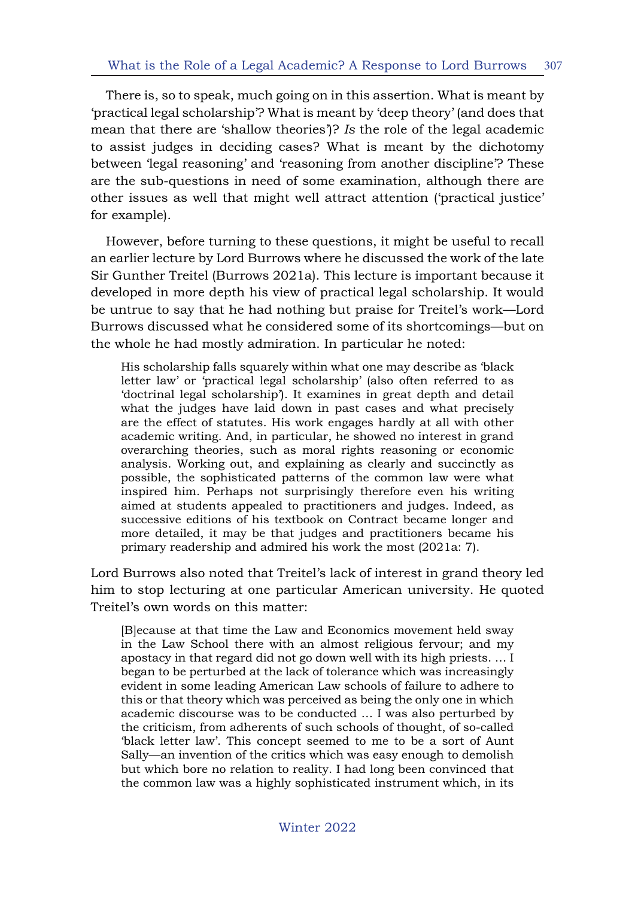There is, so to speak, much going on in this assertion. What is meant by 'practical legal scholarship'? What is meant by 'deep theory' (and does that mean that there are 'shallow theories')? *Is* the role of the legal academic to assist judges in deciding cases? What is meant by the dichotomy between 'legal reasoning' and 'reasoning from another discipline'? These are the sub-questions in need of some examination, although there are other issues as well that might well attract attention ('practical justice' for example).

However, before turning to these questions, it might be useful to recall an earlier lecture by Lord Burrows where he discussed the work of the late Sir Gunther Treitel (Burrows 2021a). This lecture is important because it developed in more depth his view of practical legal scholarship. It would be untrue to say that he had nothing but praise for Treitel's work—Lord Burrows discussed what he considered some of its shortcomings—but on the whole he had mostly admiration. In particular he noted:

> His scholarship falls squarely within what one may describe as 'black letter law' or 'practical legal scholarship' (also often referred to as 'doctrinal legal scholarship'). It examines in great depth and detail what the judges have laid down in past cases and what precisely are the effect of statutes. His work engages hardly at all with other academic writing. And, in particular, he showed no interest in grand overarching theories, such as moral rights reasoning or economic analysis. Working out, and explaining as clearly and succinctly as possible, the sophisticated patterns of the common law were what inspired him. Perhaps not surprisingly therefore even his writing aimed at students appealed to practitioners and judges. Indeed, as successive editions of his textbook on Contract became longer and more detailed, it may be that judges and practitioners became his primary readership and admired his work the most (2021a: 7).

Lord Burrows also noted that Treitel's lack of interest in grand theory led him to stop lecturing at one particular American university. He quoted Treitel's own words on this matter:

> [B]ecause at that time the Law and Economics movement held sway in the Law School there with an almost religious fervour; and my apostacy in that regard did not go down well with its high priests. … I began to be perturbed at the lack of tolerance which was increasingly evident in some leading American Law schools of failure to adhere to this or that theory which was perceived as being the only one in which academic discourse was to be conducted … I was also perturbed by the criticism, from adherents of such schools of thought, of so-called 'black letter law'. This concept seemed to me to be a sort of Aunt Sally—an invention of the critics which was easy enough to demolish but which bore no relation to reality. I had long been convinced that the common law was a highly sophisticated instrument which, in its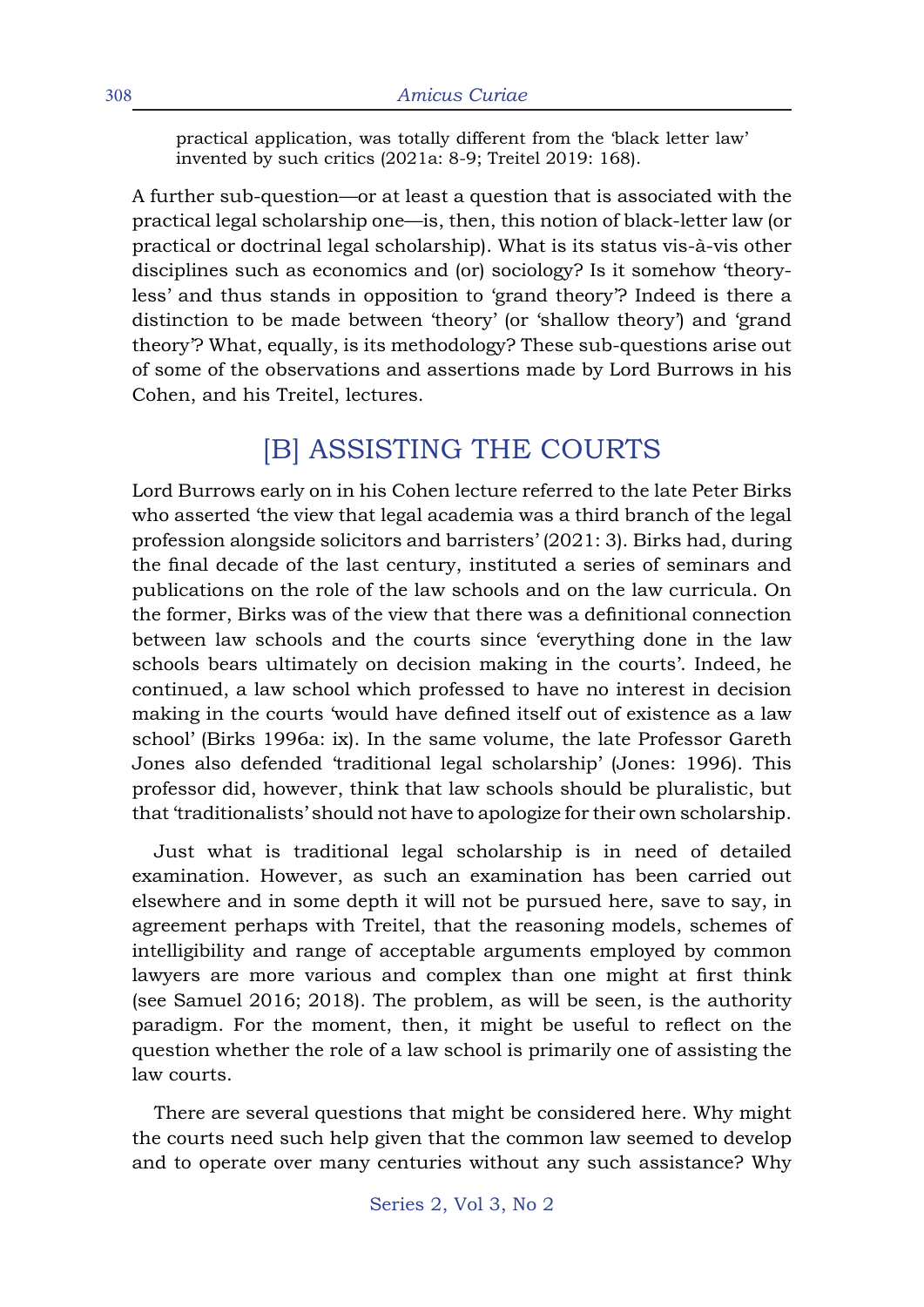> practical application, was totally different from the 'black letter law' invented by such critics (2021a: 8-9; Treitel 2019: 168).

A further sub-question—or at least a question that is associated with the practical legal scholarship one—is, then, this notion of black-letter law (or practical or doctrinal legal scholarship). What is its status vis-à-vis other disciplines such as economics and (or) sociology? Is it somehow 'theory-less' and thus stands in opposition to 'grand theory'? Indeed is there a distinction to be made between 'theory' (or 'shallow theory') and 'grand theory'? What, equally, is its methodology? These sub-questions arise out of some of the observations and assertions made by Lord Burrows in his Cohen, and his Treitel, lectures.

## [B] ASSISTING THE COURTS

Lord Burrows early on in his Cohen lecture referred to the late Peter Birks who asserted 'the view that legal academia was a third branch of the legal profession alongside solicitors and barristers' (2021: 3). Birks had, during the final decade of the last century, instituted a series of seminars and publications on the role of the law schools and on the law curricula. On the former, Birks was of the view that there was a definitional connection between law schools and the courts since 'everything done in the law schools bears ultimately on decision making in the courts'. Indeed, he continued, a law school which professed to have no interest in decision making in the courts 'would have defined itself out of existence as a law school' (Birks 1996a: ix). In the same volume, the late Professor Gareth Jones also defended 'traditional legal scholarship' (Jones: 1996). This professor did, however, think that law schools should be pluralistic, but that 'traditionalists' should not have to apologize for their own scholarship.

Just what is traditional legal scholarship is in need of detailed examination. However, as such an examination has been carried out elsewhere and in some depth it will not be pursued here, save to say, in agreement perhaps with Treitel, that the reasoning models, schemes of intelligibility and range of acceptable arguments employed by common lawyers are more various and complex than one might at first think (see Samuel 2016; 2018). The problem, as will be seen, is the authority paradigm. For the moment, then, it might be useful to reflect on the question whether the role of a law school is primarily one of assisting the law courts.

There are several questions that might be considered here. Why might the courts need such help given that the common law seemed to develop and to operate over many centuries without any such assistance? Why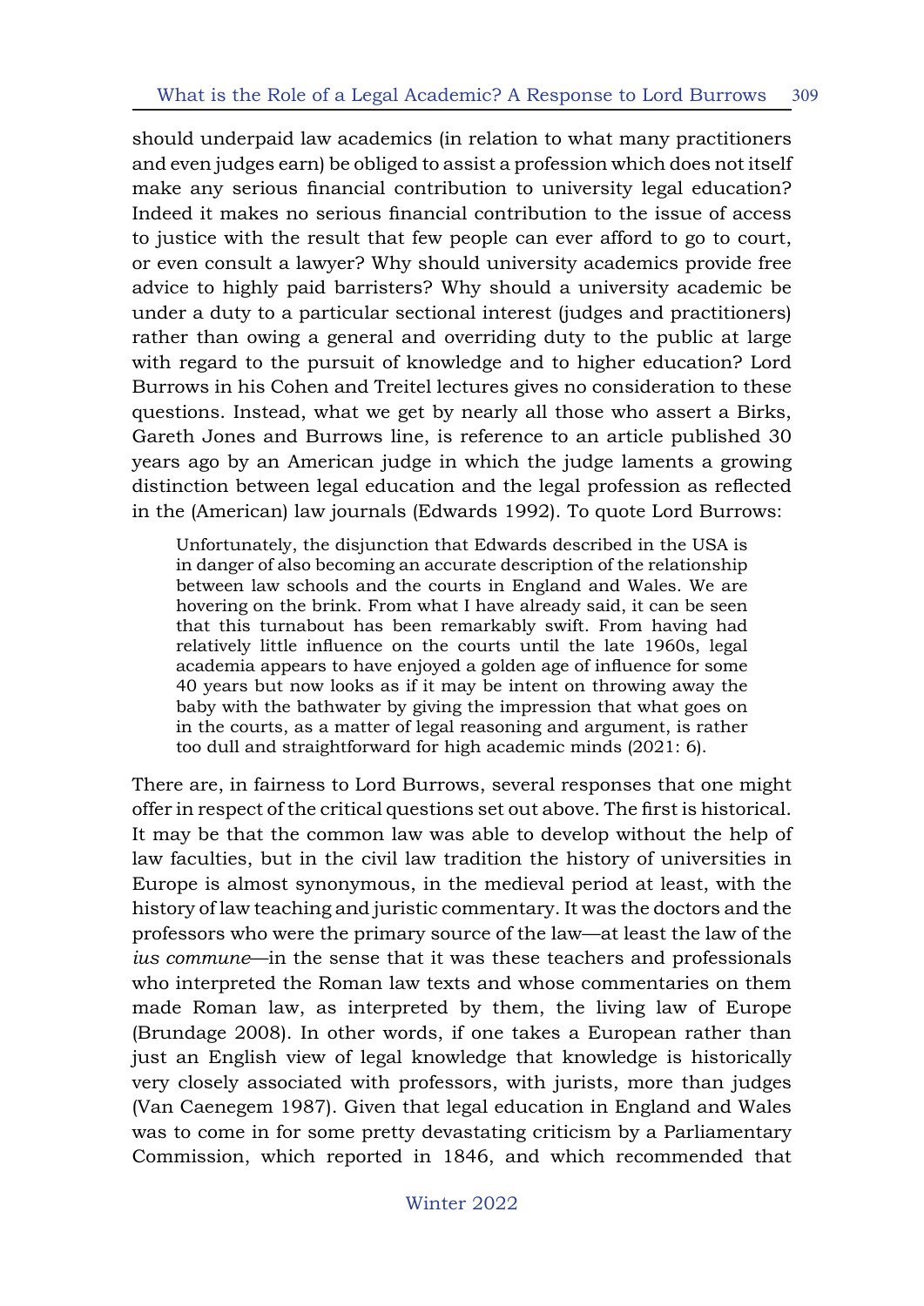should underpaid law academics (in relation to what many practitioners and even judges earn) be obliged to assist a profession which does not itself make any serious financial contribution to university legal education? Indeed it makes no serious financial contribution to the issue of access to justice with the result that few people can ever afford to go to court, or even consult a lawyer? Why should university academics provide free advice to highly paid barristers? Why should a university academic be under a duty to a particular sectional interest (judges and practitioners) rather than owing a general and overriding duty to the public at large with regard to the pursuit of knowledge and to higher education? Lord Burrows in his Cohen and Treitel lectures gives no consideration to these questions. Instead, what we get by nearly all those who assert a Birks, Gareth Jones and Burrows line, is reference to an article published 30 years ago by an American judge in which the judge laments a growing distinction between legal education and the legal profession as reflected in the (American) law journals (Edwards 1992). To quote Lord Burrows:

> Unfortunately, the disjunction that Edwards described in the USA is in danger of also becoming an accurate description of the relationship between law schools and the courts in England and Wales. We are hovering on the brink. From what I have already said, it can be seen that this turnabout has been remarkably swift. From having had relatively little influence on the courts until the late 1960s, legal academia appears to have enjoyed a golden age of influence for some 40 years but now looks as if it may be intent on throwing away the baby with the bathwater by giving the impression that what goes on in the courts, as a matter of legal reasoning and argument, is rather too dull and straightforward for high academic minds (2021: 6).

There are, in fairness to Lord Burrows, several responses that one might offer in respect of the critical questions set out above. The first is historical. It may be that the common law was able to develop without the help of law faculties, but in the civil law tradition the history of universities in Europe is almost synonymous, in the medieval period at least, with the history of law teaching and juristic commentary. It was the doctors and the professors who were the primary source of the law—at least the law of the *ius commune*—in the sense that it was these teachers and professionals who interpreted the Roman law texts and whose commentaries on them made Roman law, as interpreted by them, the living law of Europe (Brundage 2008). In other words, if one takes a European rather than just an English view of legal knowledge that knowledge is historically very closely associated with professors, with jurists, more than judges (Van Caenegem 1987). Given that legal education in England and Wales was to come in for some pretty devastating criticism by a Parliamentary Commission, which reported in 1846, and which recommended that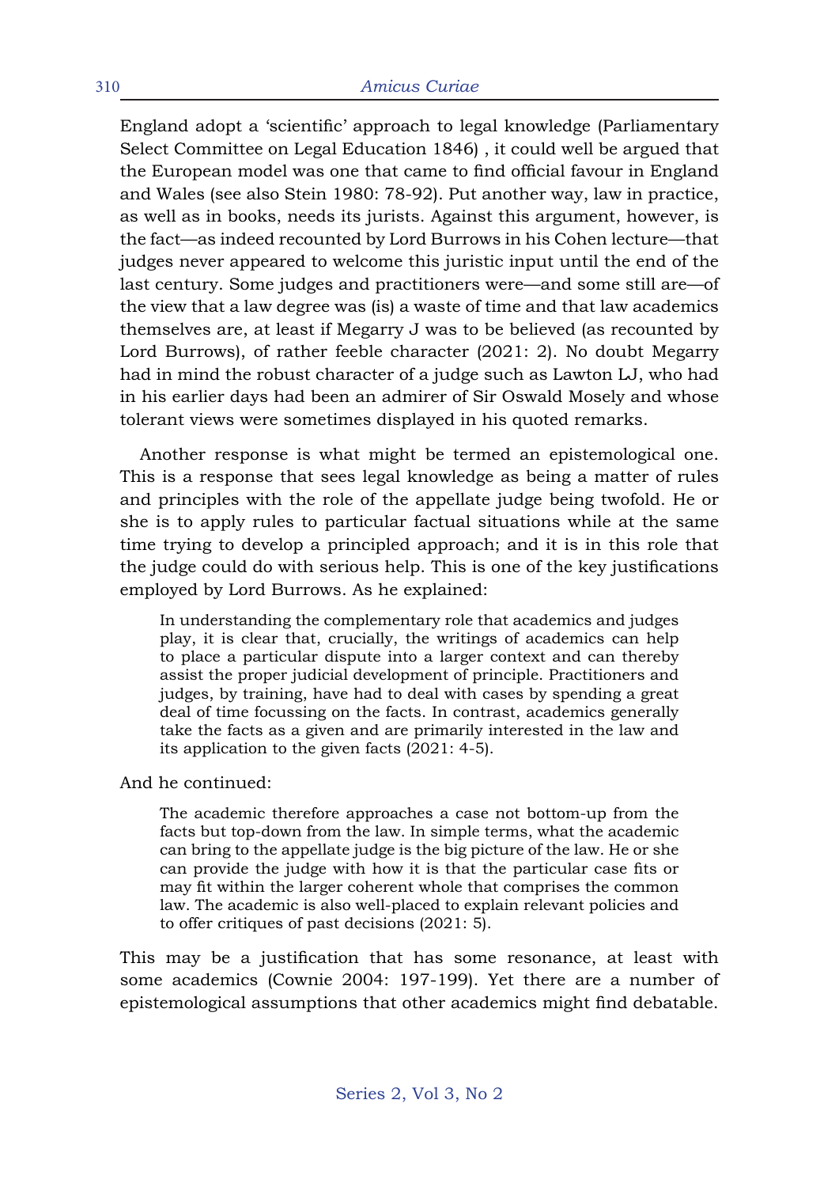England adopt a 'scientific' approach to legal knowledge (Parliamentary Select Committee on Legal Education 1846) , it could well be argued that the European model was one that came to find official favour in England and Wales (see also Stein 1980: 78-92). Put another way, law in practice, as well as in books, needs its jurists. Against this argument, however, is the fact—as indeed recounted by Lord Burrows in his Cohen lecture—that judges never appeared to welcome this juristic input until the end of the last century. Some judges and practitioners were—and some still are—of the view that a law degree was (is) a waste of time and that law academics themselves are, at least if Megarry J was to be believed (as recounted by Lord Burrows), of rather feeble character (2021: 2). No doubt Megarry had in mind the robust character of a judge such as Lawton LJ, who had in his earlier days had been an admirer of Sir Oswald Mosely and whose tolerant views were sometimes displayed in his quoted remarks.

Another response is what might be termed an epistemological one. This is a response that sees legal knowledge as being a matter of rules and principles with the role of the appellate judge being twofold. He or she is to apply rules to particular factual situations while at the same time trying to develop a principled approach; and it is in this role that the judge could do with serious help. This is one of the key justifications employed by Lord Burrows. As he explained:

> In understanding the complementary role that academics and judges play, it is clear that, crucially, the writings of academics can help to place a particular dispute into a larger context and can thereby assist the proper judicial development of principle. Practitioners and judges, by training, have had to deal with cases by spending a great deal of time focussing on the facts. In contrast, academics generally take the facts as a given and are primarily interested in the law and its application to the given facts (2021: 4-5).

And he continued:

> The academic therefore approaches a case not bottom-up from the facts but top-down from the law. In simple terms, what the academic can bring to the appellate judge is the big picture of the law. He or she can provide the judge with how it is that the particular case fits or may fit within the larger coherent whole that comprises the common law. The academic is also well-placed to explain relevant policies and to offer critiques of past decisions (2021: 5).

This may be a justification that has some resonance, at least with some academics (Cownie 2004: 197-199). Yet there are a number of epistemological assumptions that other academics might find debatable.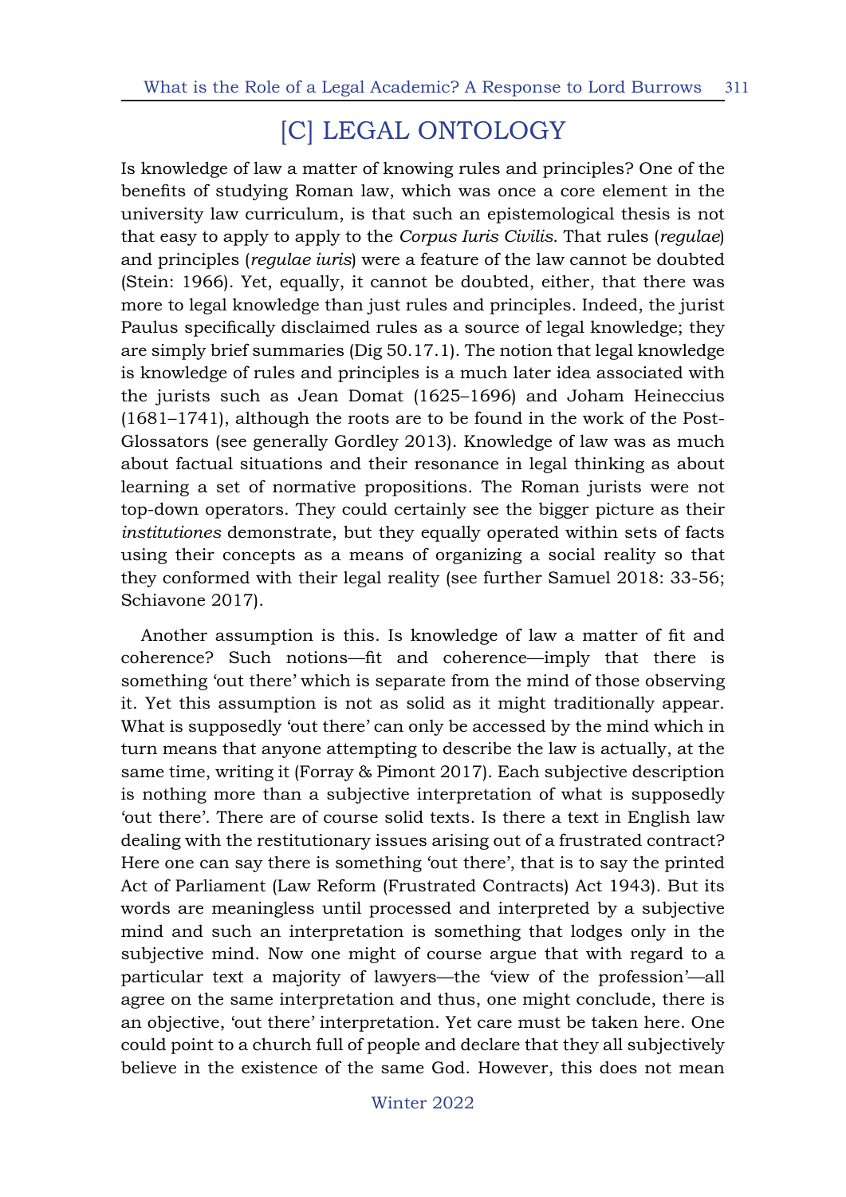## [C] LEGAL ONTOLOGY

Is knowledge of law a matter of knowing rules and principles? One of the benefits of studying Roman law, which was once a core element in the university law curriculum, is that such an epistemological thesis is not that easy to apply to apply to the *Corpus Iuris Civilis*. That rules (*regulae*) and principles (*regulae iuris*) were a feature of the law cannot be doubted (Stein: 1966). Yet, equally, it cannot be doubted, either, that there was more to legal knowledge than just rules and principles. Indeed, the jurist Paulus specifically disclaimed rules as a source of legal knowledge; they are simply brief summaries (Dig 50.17.1). The notion that legal knowledge is knowledge of rules and principles is a much later idea associated with the jurists such as Jean Domat (1625–1696) and Joham Heineccius (1681–1741), although the roots are to be found in the work of the Post-Glossators (see generally Gordley 2013). Knowledge of law was as much about factual situations and their resonance in legal thinking as about learning a set of normative propositions. The Roman jurists were not top-down operators. They could certainly see the bigger picture as their *institutiones* demonstrate, but they equally operated within sets of facts using their concepts as a means of organizing a social reality so that they conformed with their legal reality (see further Samuel 2018: 33-56; Schiavone 2017).

Another assumption is this. Is knowledge of law a matter of fit and coherence? Such notions—fit and coherence—imply that there is something 'out there' which is separate from the mind of those observing it. Yet this assumption is not as solid as it might traditionally appear. What is supposedly 'out there' can only be accessed by the mind which in turn means that anyone attempting to describe the law is actually, at the same time, writing it (Forray & Pimont 2017). Each subjective description is nothing more than a subjective interpretation of what is supposedly 'out there'. There are of course solid texts. Is there a text in English law dealing with the restitutionary issues arising out of a frustrated contract? Here one can say there is something 'out there', that is to say the printed Act of Parliament (Law Reform (Frustrated Contracts) Act 1943). But its words are meaningless until processed and interpreted by a subjective mind and such an interpretation is something that lodges only in the subjective mind. Now one might of course argue that with regard to a particular text a majority of lawyers—the 'view of the profession'—all agree on the same interpretation and thus, one might conclude, there is an objective, 'out there' interpretation. Yet care must be taken here. One could point to a church full of people and declare that they all subjectively believe in the existence of the same God. However, this does not mean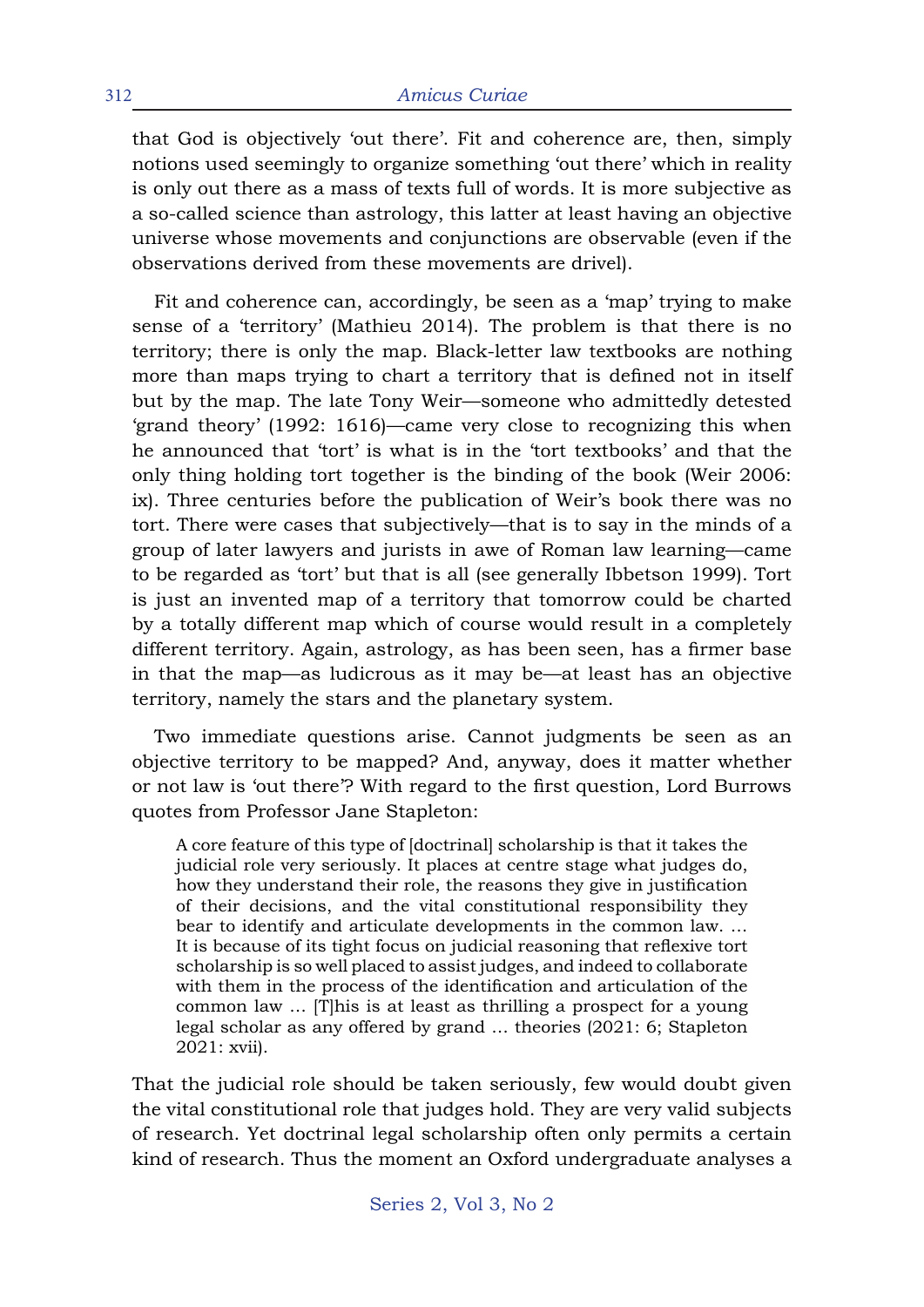that God is objectively 'out there'. Fit and coherence are, then, simply notions used seemingly to organize something 'out there' which in reality is only out there as a mass of texts full of words. It is more subjective as a so-called science than astrology, this latter at least having an objective universe whose movements and conjunctions are observable (even if the observations derived from these movements are drivel).

Fit and coherence can, accordingly, be seen as a 'map' trying to make sense of a 'territory' (Mathieu 2014). The problem is that there is no territory; there is only the map. Black-letter law textbooks are nothing more than maps trying to chart a territory that is defined not in itself but by the map. The late Tony Weir—someone who admittedly detested 'grand theory' (1992: 1616)—came very close to recognizing this when he announced that 'tort' is what is in the 'tort textbooks' and that the only thing holding tort together is the binding of the book (Weir 2006: ix). Three centuries before the publication of Weir's book there was no tort. There were cases that subjectively—that is to say in the minds of a group of later lawyers and jurists in awe of Roman law learning—came to be regarded as 'tort' but that is all (see generally Ibbetson 1999). Tort is just an invented map of a territory that tomorrow could be charted by a totally different map which of course would result in a completely different territory. Again, astrology, as has been seen, has a firmer base in that the map—as ludicrous as it may be—at least has an objective territory, namely the stars and the planetary system.

Two immediate questions arise. Cannot judgments be seen as an objective territory to be mapped? And, anyway, does it matter whether or not law is 'out there'? With regard to the first question, Lord Burrows quotes from Professor Jane Stapleton:

> A core feature of this type of [doctrinal] scholarship is that it takes the judicial role very seriously. It places at centre stage what judges do, how they understand their role, the reasons they give in justification of their decisions, and the vital constitutional responsibility they bear to identify and articulate developments in the common law. ... It is because of its tight focus on judicial reasoning that reflexive tort scholarship is so well placed to assist judges, and indeed to collaborate with them in the process of the identification and articulation of the common law ... [T]his is at least as thrilling a prospect for a young legal scholar as any offered by grand ... theories (2021: 6; Stapleton 2021: xvii).

That the judicial role should be taken seriously, few would doubt given the vital constitutional role that judges hold. They are very valid subjects of research. Yet doctrinal legal scholarship often only permits a certain kind of research. Thus the moment an Oxford undergraduate analyses a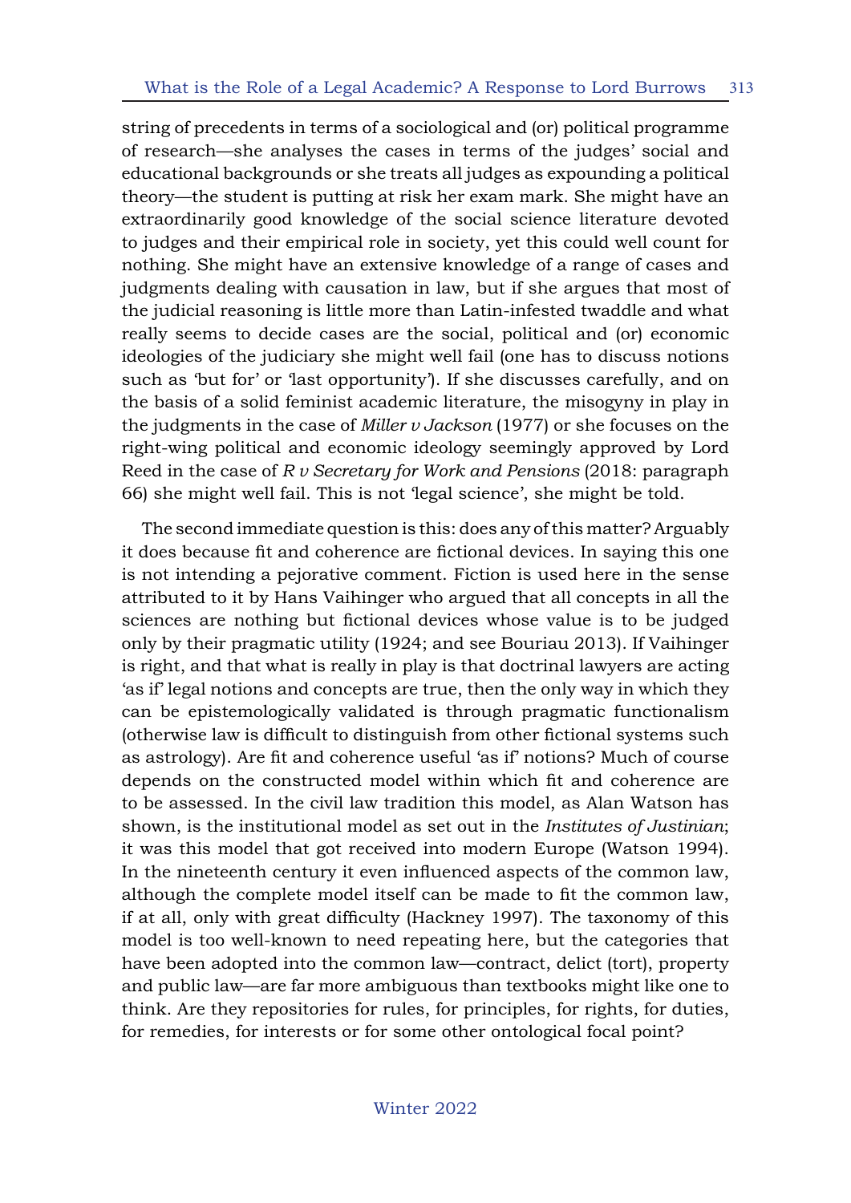string of precedents in terms of a sociological and (or) political programme of research—she analyses the cases in terms of the judges' social and educational backgrounds or she treats all judges as expounding a political theory—the student is putting at risk her exam mark. She might have an extraordinarily good knowledge of the social science literature devoted to judges and their empirical role in society, yet this could well count for nothing. She might have an extensive knowledge of a range of cases and judgments dealing with causation in law, but if she argues that most of the judicial reasoning is little more than Latin-infested twaddle and what really seems to decide cases are the social, political and (or) economic ideologies of the judiciary she might well fail (one has to discuss notions such as 'but for' or 'last opportunity'). If she discusses carefully, and on the basis of a solid feminist academic literature, the misogyny in play in the judgments in the case of *Miller v Jackson* (1977) or she focuses on the right-wing political and economic ideology seemingly approved by Lord Reed in the case of *R v Secretary for Work and Pensions* (2018: paragraph 66) she might well fail. This is not 'legal science', she might be told.

The second immediate question is this: does any of this matter? Arguably it does because fit and coherence are fictional devices. In saying this one is not intending a pejorative comment. Fiction is used here in the sense attributed to it by Hans Vaihinger who argued that all concepts in all the sciences are nothing but fictional devices whose value is to be judged only by their pragmatic utility (1924; and see Bouriau 2013). If Vaihinger is right, and that what is really in play is that doctrinal lawyers are acting 'as if' legal notions and concepts are true, then the only way in which they can be epistemologically validated is through pragmatic functionalism (otherwise law is difficult to distinguish from other fictional systems such as astrology). Are fit and coherence useful 'as if' notions? Much of course depends on the constructed model within which fit and coherence are to be assessed. In the civil law tradition this model, as Alan Watson has shown, is the institutional model as set out in the *Institutes of Justinian*; it was this model that got received into modern Europe (Watson 1994). In the nineteenth century it even influenced aspects of the common law, although the complete model itself can be made to fit the common law, if at all, only with great difficulty (Hackney 1997). The taxonomy of this model is too well-known to need repeating here, but the categories that have been adopted into the common law—contract, delict (tort), property and public law—are far more ambiguous than textbooks might like one to think. Are they repositories for rules, for principles, for rights, for duties, for remedies, for interests or for some other ontological focal point?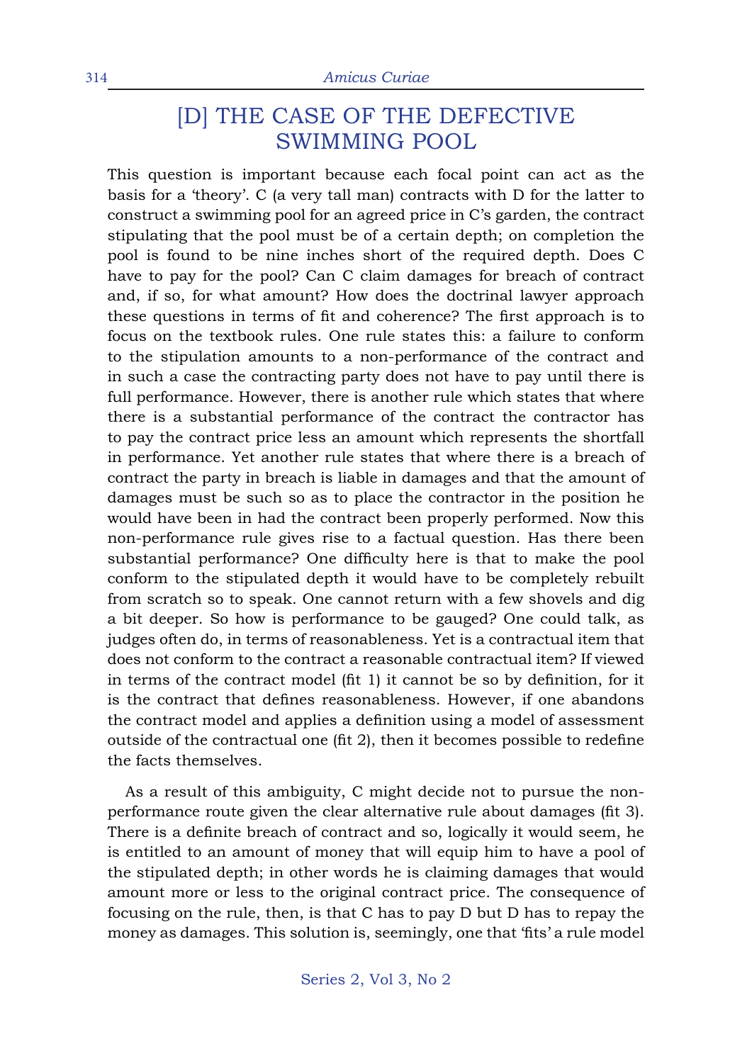## [D] THE CASE OF THE DEFECTIVE SWIMMING POOL

This question is important because each focal point can act as the basis for a 'theory'. C (a very tall man) contracts with D for the latter to construct a swimming pool for an agreed price in C's garden, the contract stipulating that the pool must be of a certain depth; on completion the pool is found to be nine inches short of the required depth. Does C have to pay for the pool? Can C claim damages for breach of contract and, if so, for what amount? How does the doctrinal lawyer approach these questions in terms of fit and coherence? The first approach is to focus on the textbook rules. One rule states this: a failure to conform to the stipulation amounts to a non-performance of the contract and in such a case the contracting party does not have to pay until there is full performance. However, there is another rule which states that where there is a substantial performance of the contract the contractor has to pay the contract price less an amount which represents the shortfall in performance. Yet another rule states that where there is a breach of contract the party in breach is liable in damages and that the amount of damages must be such so as to place the contractor in the position he would have been in had the contract been properly performed. Now this non-performance rule gives rise to a factual question. Has there been substantial performance? One difficulty here is that to make the pool conform to the stipulated depth it would have to be completely rebuilt from scratch so to speak. One cannot return with a few shovels and dig a bit deeper. So how is performance to be gauged? One could talk, as judges often do, in terms of reasonableness. Yet is a contractual item that does not conform to the contract a reasonable contractual item? If viewed in terms of the contract model (fit 1) it cannot be so by definition, for it is the contract that defines reasonableness. However, if one abandons the contract model and applies a definition using a model of assessment outside of the contractual one (fit 2), then it becomes possible to redefine the facts themselves.

As a result of this ambiguity, C might decide not to pursue the non-performance route given the clear alternative rule about damages (fit 3). There is a definite breach of contract and so, logically it would seem, he is entitled to an amount of money that will equip him to have a pool of the stipulated depth; in other words he is claiming damages that would amount more or less to the original contract price. The consequence of focusing on the rule, then, is that C has to pay D but D has to repay the money as damages. This solution is, seemingly, one that 'fits' a rule model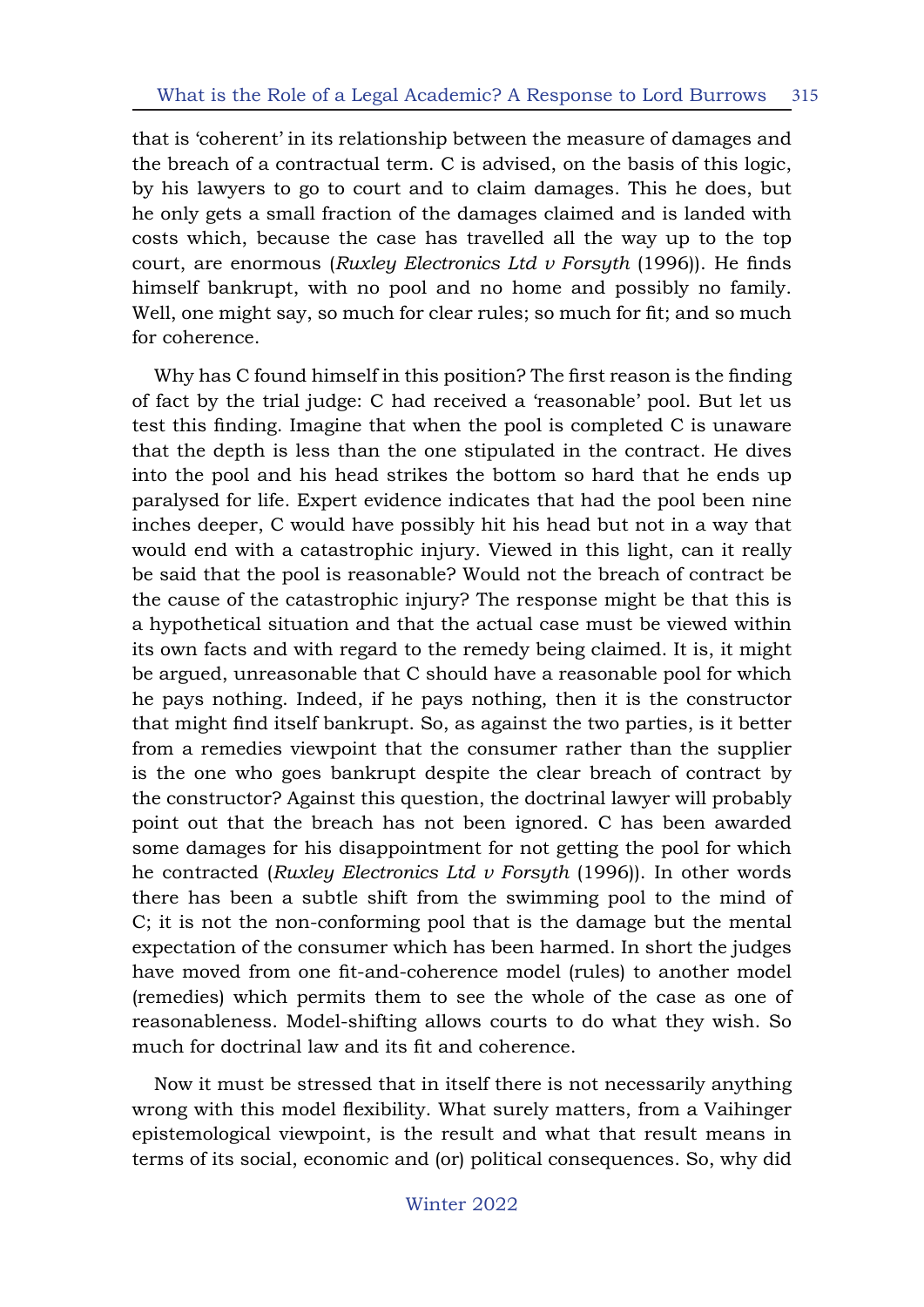that is 'coherent' in its relationship between the measure of damages and the breach of a contractual term. C is advised, on the basis of this logic, by his lawyers to go to court and to claim damages. This he does, but he only gets a small fraction of the damages claimed and is landed with costs which, because the case has travelled all the way up to the top court, are enormous (*Ruxley Electronics Ltd v Forsyth* (1996)). He finds himself bankrupt, with no pool and no home and possibly no family. Well, one might say, so much for clear rules; so much for fit; and so much for coherence.

Why has C found himself in this position? The first reason is the finding of fact by the trial judge: C had received a 'reasonable' pool. But let us test this finding. Imagine that when the pool is completed C is unaware that the depth is less than the one stipulated in the contract. He dives into the pool and his head strikes the bottom so hard that he ends up paralysed for life. Expert evidence indicates that had the pool been nine inches deeper, C would have possibly hit his head but not in a way that would end with a catastrophic injury. Viewed in this light, can it really be said that the pool is reasonable? Would not the breach of contract be the cause of the catastrophic injury? The response might be that this is a hypothetical situation and that the actual case must be viewed within its own facts and with regard to the remedy being claimed. It is, it might be argued, unreasonable that C should have a reasonable pool for which he pays nothing. Indeed, if he pays nothing, then it is the constructor that might find itself bankrupt. So, as against the two parties, is it better from a remedies viewpoint that the consumer rather than the supplier is the one who goes bankrupt despite the clear breach of contract by the constructor? Against this question, the doctrinal lawyer will probably point out that the breach has not been ignored. C has been awarded some damages for his disappointment for not getting the pool for which he contracted (*Ruxley Electronics Ltd v Forsyth* (1996)). In other words there has been a subtle shift from the swimming pool to the mind of C; it is not the non-conforming pool that is the damage but the mental expectation of the consumer which has been harmed. In short the judges have moved from one fit-and-coherence model (rules) to another model (remedies) which permits them to see the whole of the case as one of reasonableness. Model-shifting allows courts to do what they wish. So much for doctrinal law and its fit and coherence.

Now it must be stressed that in itself there is not necessarily anything wrong with this model flexibility. What surely matters, from a Vaihinger epistemological viewpoint, is the result and what that result means in terms of its social, economic and (or) political consequences. So, why did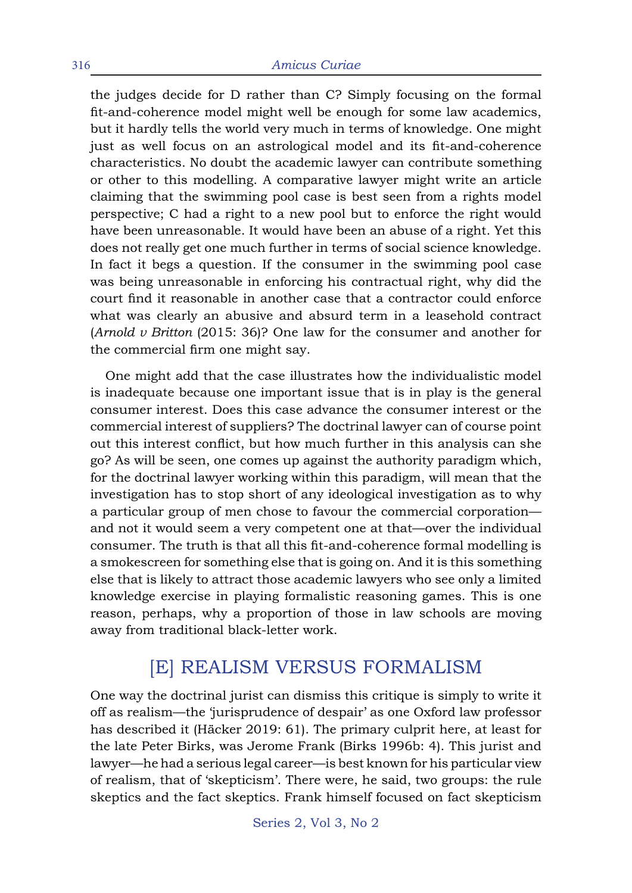the judges decide for D rather than C? Simply focusing on the formal fit-and-coherence model might well be enough for some law academics, but it hardly tells the world very much in terms of knowledge. One might just as well focus on an astrological model and its fit-and-coherence characteristics. No doubt the academic lawyer can contribute something or other to this modelling. A comparative lawyer might write an article claiming that the swimming pool case is best seen from a rights model perspective; C had a right to a new pool but to enforce the right would have been unreasonable. It would have been an abuse of a right. Yet this does not really get one much further in terms of social science knowledge. In fact it begs a question. If the consumer in the swimming pool case was being unreasonable in enforcing his contractual right, why did the court find it reasonable in another case that a contractor could enforce what was clearly an abusive and absurd term in a leasehold contract (*Arnold v Britton* (2015: 36)? One law for the consumer and another for the commercial firm one might say.

One might add that the case illustrates how the individualistic model is inadequate because one important issue that is in play is the general consumer interest. Does this case advance the consumer interest or the commercial interest of suppliers? The doctrinal lawyer can of course point out this interest conflict, but how much further in this analysis can she go? As will be seen, one comes up against the authority paradigm which, for the doctrinal lawyer working within this paradigm, will mean that the investigation has to stop short of any ideological investigation as to why a particular group of men chose to favour the commercial corporation—and not it would seem a very competent one at that—over the individual consumer. The truth is that all this fit-and-coherence formal modelling is a smokescreen for something else that is going on. And it is this something else that is likely to attract those academic lawyers who see only a limited knowledge exercise in playing formalistic reasoning games. This is one reason, perhaps, why a proportion of those in law schools are moving away from traditional black-letter work.

## [E] REALISM VERSUS FORMALISM

One way the doctrinal jurist can dismiss this critique is simply to write it off as realism—the 'jurisprudence of despair' as one Oxford law professor has described it (Häcker 2019: 61). The primary culprit here, at least for the late Peter Birks, was Jerome Frank (Birks 1996b: 4). This jurist and lawyer—he had a serious legal career—is best known for his particular view of realism, that of 'skepticism'. There were, he said, two groups: the rule skeptics and the fact skeptics. Frank himself focused on fact skepticism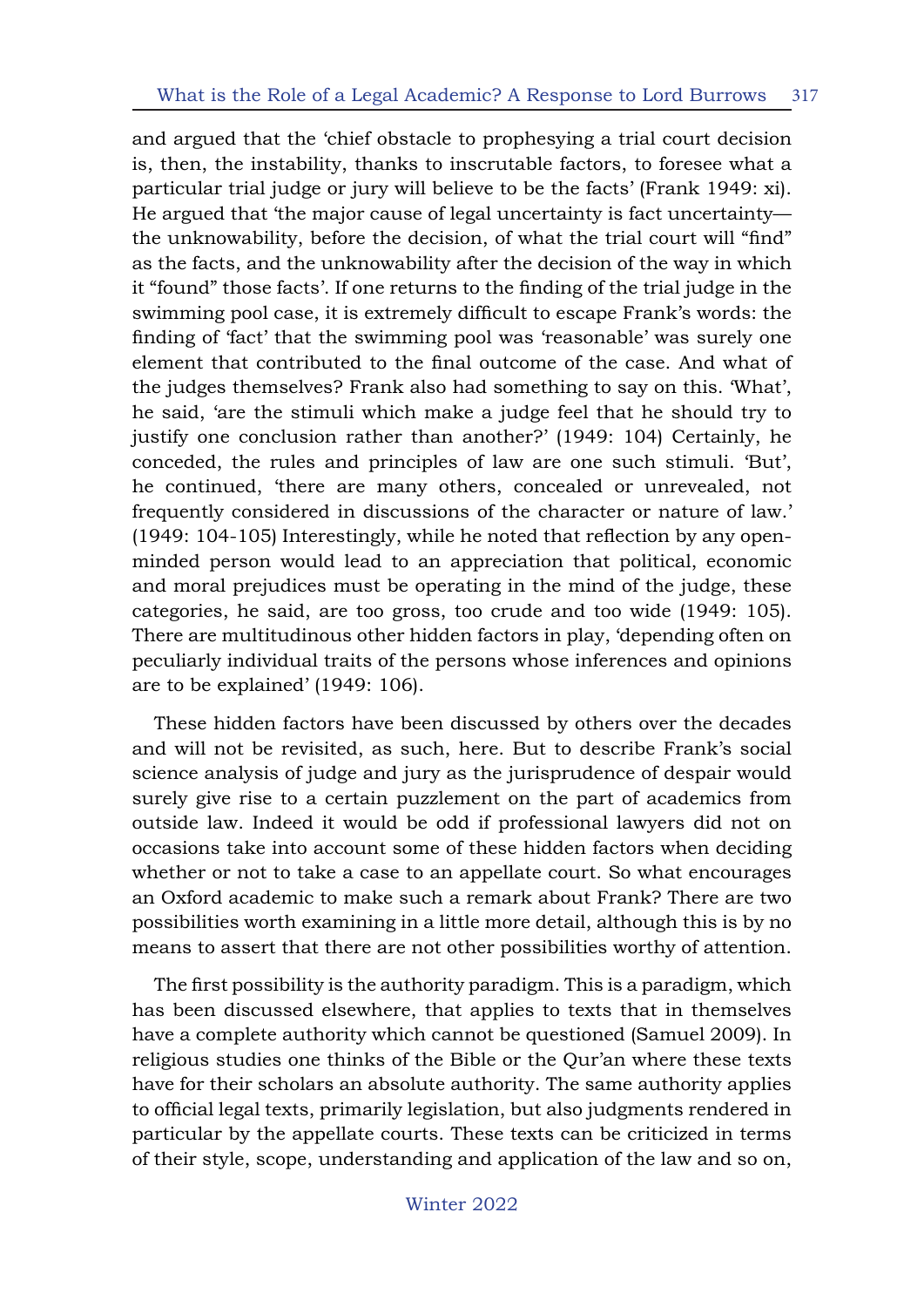and argued that the 'chief obstacle to prophesying a trial court decision is, then, the instability, thanks to inscrutable factors, to foresee what a particular trial judge or jury will believe to be the facts' (Frank 1949: xi). He argued that 'the major cause of legal uncertainty is fact uncertainty—the unknowability, before the decision, of what the trial court will "find" as the facts, and the unknowability after the decision of the way in which it "found" those facts'. If one returns to the finding of the trial judge in the swimming pool case, it is extremely difficult to escape Frank's words: the finding of 'fact' that the swimming pool was 'reasonable' was surely one element that contributed to the final outcome of the case. And what of the judges themselves? Frank also had something to say on this. 'What', he said, 'are the stimuli which make a judge feel that he should try to justify one conclusion rather than another?' (1949: 104) Certainly, he conceded, the rules and principles of law are one such stimuli. 'But', he continued, 'there are many others, concealed or unrevealed, not frequently considered in discussions of the character or nature of law.' (1949: 104-105) Interestingly, while he noted that reflection by any open-minded person would lead to an appreciation that political, economic and moral prejudices must be operating in the mind of the judge, these categories, he said, are too gross, too crude and too wide (1949: 105). There are multitudinous other hidden factors in play, 'depending often on peculiarly individual traits of the persons whose inferences and opinions are to be explained' (1949: 106).

These hidden factors have been discussed by others over the decades and will not be revisited, as such, here. But to describe Frank's social science analysis of judge and jury as the jurisprudence of despair would surely give rise to a certain puzzlement on the part of academics from outside law. Indeed it would be odd if professional lawyers did not on occasions take into account some of these hidden factors when deciding whether or not to take a case to an appellate court. So what encourages an Oxford academic to make such a remark about Frank? There are two possibilities worth examining in a little more detail, although this is by no means to assert that there are not other possibilities worthy of attention.

The first possibility is the authority paradigm. This is a paradigm, which has been discussed elsewhere, that applies to texts that in themselves have a complete authority which cannot be questioned (Samuel 2009). In religious studies one thinks of the Bible or the Qur'an where these texts have for their scholars an absolute authority. The same authority applies to official legal texts, primarily legislation, but also judgments rendered in particular by the appellate courts. These texts can be criticized in terms of their style, scope, understanding and application of the law and so on,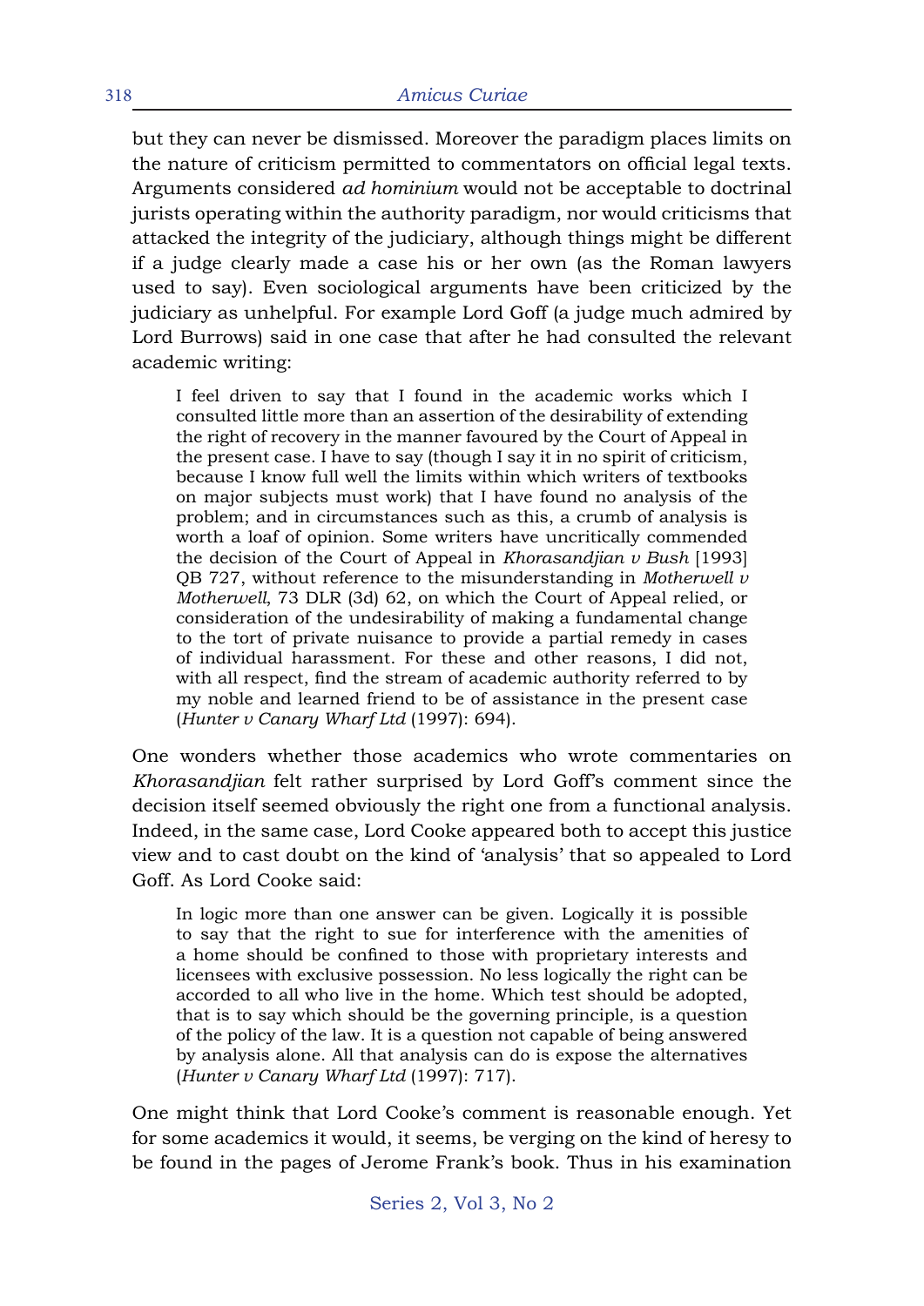but they can never be dismissed. Moreover the paradigm places limits on the nature of criticism permitted to commentators on official legal texts. Arguments considered *ad hominium* would not be acceptable to doctrinal jurists operating within the authority paradigm, nor would criticisms that attacked the integrity of the judiciary, although things might be different if a judge clearly made a case his or her own (as the Roman lawyers used to say). Even sociological arguments have been criticized by the judiciary as unhelpful. For example Lord Goff (a judge much admired by Lord Burrows) said in one case that after he had consulted the relevant academic writing:

> I feel driven to say that I found in the academic works which I consulted little more than an assertion of the desirability of extending the right of recovery in the manner favoured by the Court of Appeal in the present case. I have to say (though I say it in no spirit of criticism, because I know full well the limits within which writers of textbooks on major subjects must work) that I have found no analysis of the problem; and in circumstances such as this, a crumb of analysis is worth a loaf of opinion. Some writers have uncritically commended the decision of the Court of Appeal in *Khorasandjian v Bush* [1993] QB 727, without reference to the misunderstanding in *Motherwell v Motherwell*, 73 DLR (3d) 62, on which the Court of Appeal relied, or consideration of the undesirability of making a fundamental change to the tort of private nuisance to provide a partial remedy in cases of individual harassment. For these and other reasons, I did not, with all respect, find the stream of academic authority referred to by my noble and learned friend to be of assistance in the present case (*Hunter v Canary Wharf Ltd* (1997): 694).

One wonders whether those academics who wrote commentaries on *Khorasandjian* felt rather surprised by Lord Goff's comment since the decision itself seemed obviously the right one from a functional analysis. Indeed, in the same case, Lord Cooke appeared both to accept this justice view and to cast doubt on the kind of 'analysis' that so appealed to Lord Goff. As Lord Cooke said:

> In logic more than one answer can be given. Logically it is possible to say that the right to sue for interference with the amenities of a home should be confined to those with proprietary interests and licensees with exclusive possession. No less logically the right can be accorded to all who live in the home. Which test should be adopted, that is to say which should be the governing principle, is a question of the policy of the law. It is a question not capable of being answered by analysis alone. All that analysis can do is expose the alternatives (*Hunter v Canary Wharf Ltd* (1997): 717).

One might think that Lord Cooke's comment is reasonable enough. Yet for some academics it would, it seems, be verging on the kind of heresy to be found in the pages of Jerome Frank's book. Thus in his examination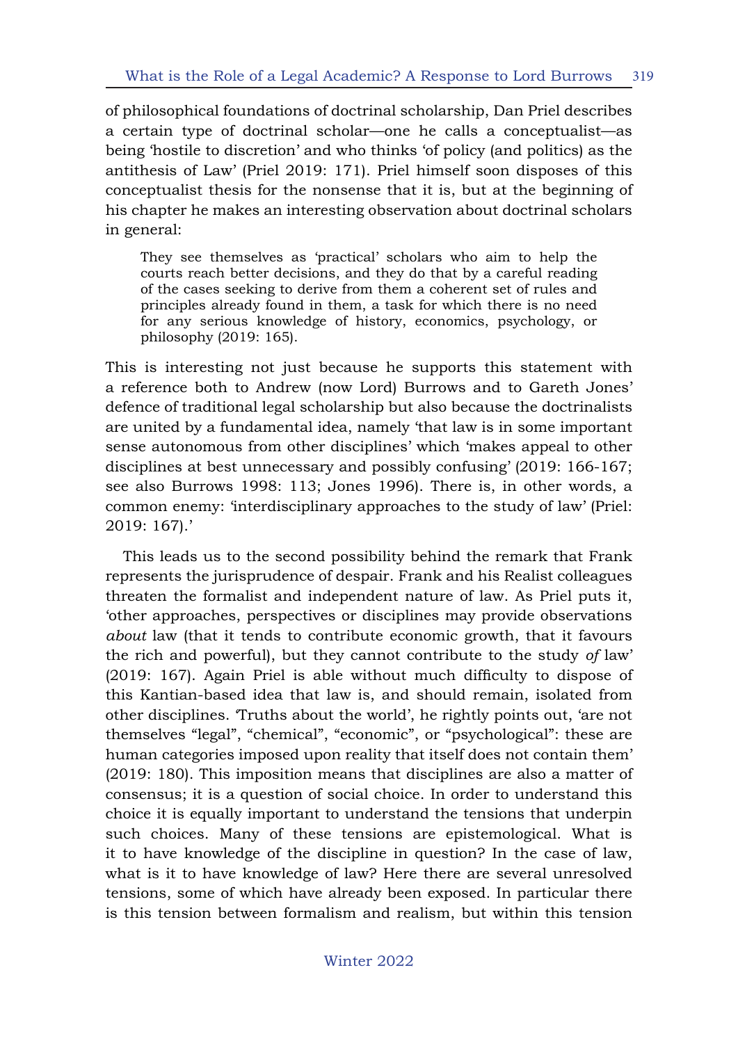of philosophical foundations of doctrinal scholarship, Dan Priel describes a certain type of doctrinal scholar—one he calls a conceptualist—as being 'hostile to discretion' and who thinks 'of policy (and politics) as the antithesis of Law' (Priel 2019: 171). Priel himself soon disposes of this conceptualist thesis for the nonsense that it is, but at the beginning of his chapter he makes an interesting observation about doctrinal scholars in general:

> They see themselves as 'practical' scholars who aim to help the courts reach better decisions, and they do that by a careful reading of the cases seeking to derive from them a coherent set of rules and principles already found in them, a task for which there is no need for any serious knowledge of history, economics, psychology, or philosophy (2019: 165).

This is interesting not just because he supports this statement with a reference both to Andrew (now Lord) Burrows and to Gareth Jones' defence of traditional legal scholarship but also because the doctrinalists are united by a fundamental idea, namely 'that law is in some important sense autonomous from other disciplines' which 'makes appeal to other disciplines at best unnecessary and possibly confusing' (2019: 166-167; see also Burrows 1998: 113; Jones 1996). There is, in other words, a common enemy: 'interdisciplinary approaches to the study of law' (Priel: 2019: 167).'

This leads us to the second possibility behind the remark that Frank represents the jurisprudence of despair. Frank and his Realist colleagues threaten the formalist and independent nature of law. As Priel puts it, 'other approaches, perspectives or disciplines may provide observations *about* law (that it tends to contribute economic growth, that it favours the rich and powerful), but they cannot contribute to the study *of* law' (2019: 167). Again Priel is able without much difficulty to dispose of this Kantian-based idea that law is, and should remain, isolated from other disciplines. 'Truths about the world', he rightly points out, 'are not themselves "legal", "chemical", "economic", or "psychological": these are human categories imposed upon reality that itself does not contain them' (2019: 180). This imposition means that disciplines are also a matter of consensus; it is a question of social choice. In order to understand this choice it is equally important to understand the tensions that underpin such choices. Many of these tensions are epistemological. What is it to have knowledge of the discipline in question? In the case of law, what is it to have knowledge of law? Here there are several unresolved tensions, some of which have already been exposed. In particular there is this tension between formalism and realism, but within this tension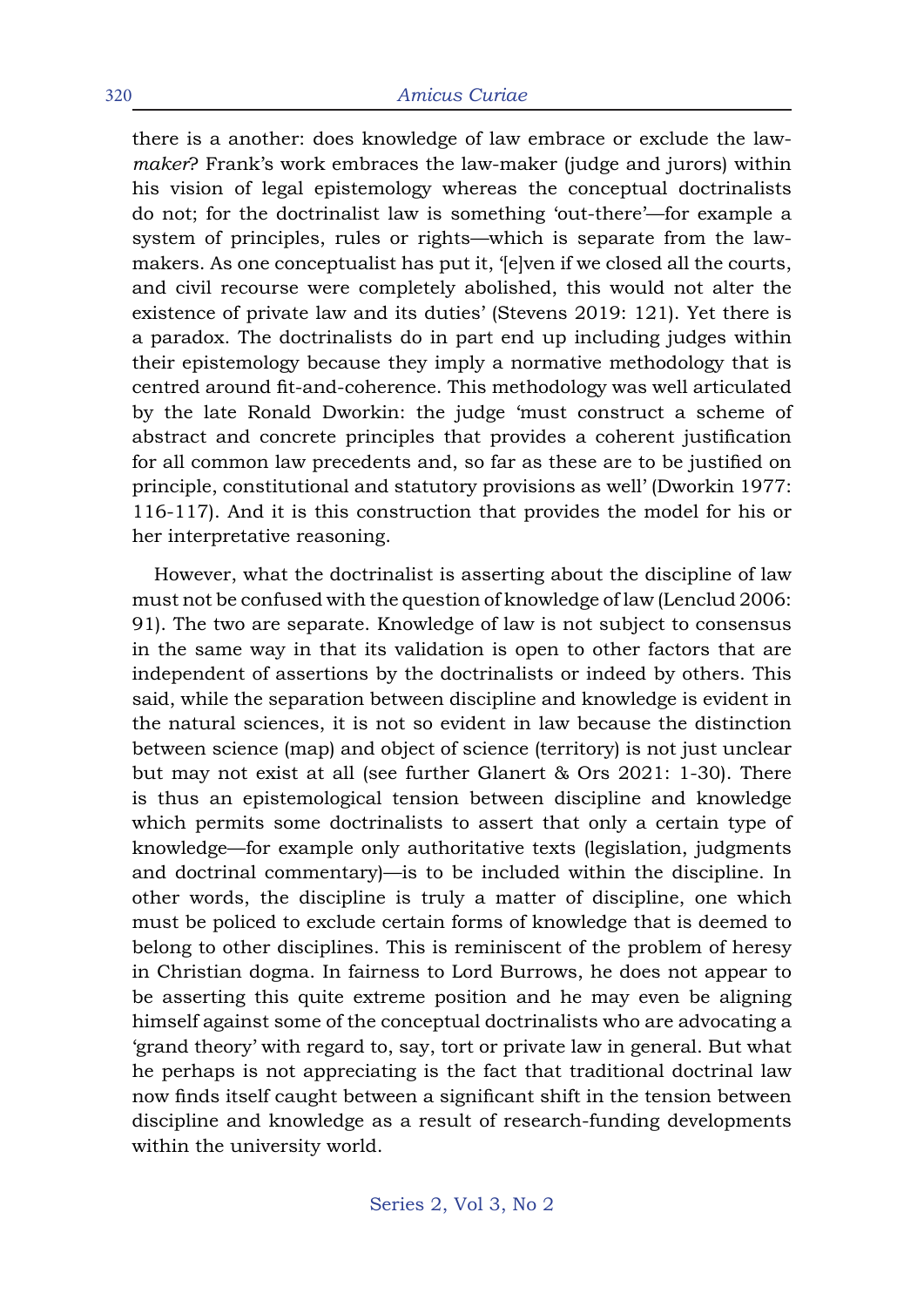there is a another: does knowledge of law embrace or exclude the law-*maker*? Frank's work embraces the law-maker (judge and jurors) within his vision of legal epistemology whereas the conceptual doctrinalists do not; for the doctrinalist law is something 'out-there'—for example a system of principles, rules or rights—which is separate from the law-makers. As one conceptualist has put it, '[e]ven if we closed all the courts, and civil recourse were completely abolished, this would not alter the existence of private law and its duties' (Stevens 2019: 121). Yet there is a paradox. The doctrinalists do in part end up including judges within their epistemology because they imply a normative methodology that is centred around fit-and-coherence. This methodology was well articulated by the late Ronald Dworkin: the judge 'must construct a scheme of abstract and concrete principles that provides a coherent justification for all common law precedents and, so far as these are to be justified on principle, constitutional and statutory provisions as well' (Dworkin 1977: 116-117). And it is this construction that provides the model for his or her interpretative reasoning.

However, what the doctrinalist is asserting about the discipline of law must not be confused with the question of knowledge of law (Lenclud 2006: 91). The two are separate. Knowledge of law is not subject to consensus in the same way in that its validation is open to other factors that are independent of assertions by the doctrinalists or indeed by others. This said, while the separation between discipline and knowledge is evident in the natural sciences, it is not so evident in law because the distinction between science (map) and object of science (territory) is not just unclear but may not exist at all (see further Glanert & Ors 2021: 1-30). There is thus an epistemological tension between discipline and knowledge which permits some doctrinalists to assert that only a certain type of knowledge—for example only authoritative texts (legislation, judgments and doctrinal commentary)—is to be included within the discipline. In other words, the discipline is truly a matter of discipline, one which must be policed to exclude certain forms of knowledge that is deemed to belong to other disciplines. This is reminiscent of the problem of heresy in Christian dogma. In fairness to Lord Burrows, he does not appear to be asserting this quite extreme position and he may even be aligning himself against some of the conceptual doctrinalists who are advocating a 'grand theory' with regard to, say, tort or private law in general. But what he perhaps is not appreciating is the fact that traditional doctrinal law now finds itself caught between a significant shift in the tension between discipline and knowledge as a result of research-funding developments within the university world.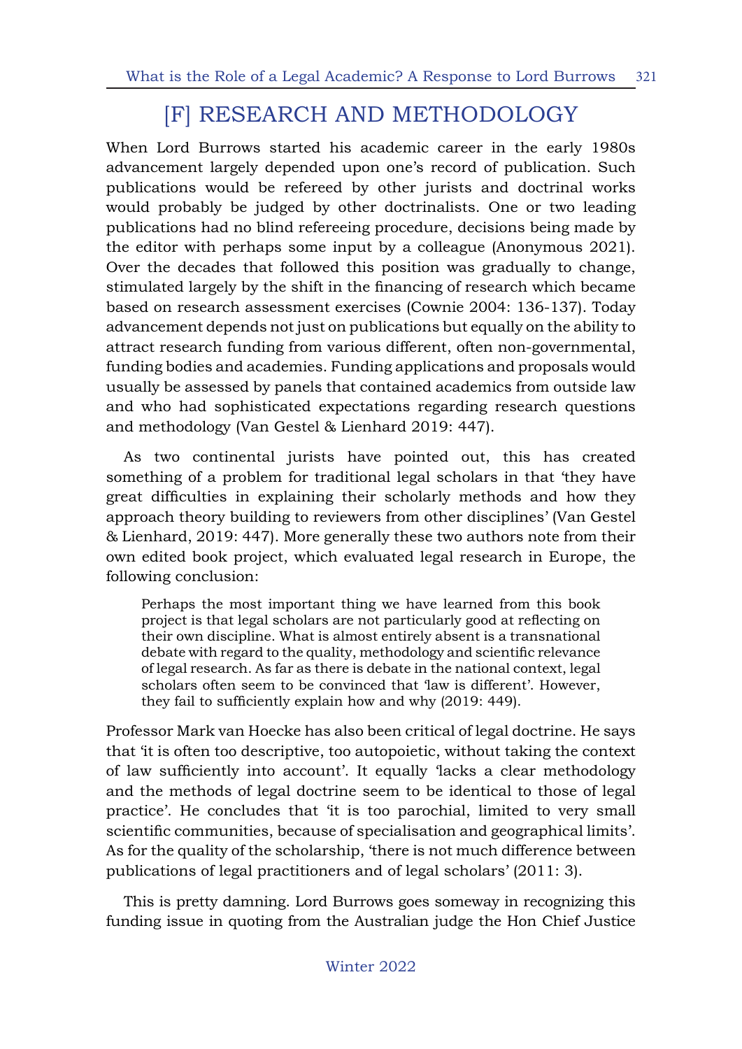## [F] RESEARCH AND METHODOLOGY

When Lord Burrows started his academic career in the early 1980s advancement largely depended upon one's record of publication. Such publications would be refereed by other jurists and doctrinal works would probably be judged by other doctrinalists. One or two leading publications had no blind refereeing procedure, decisions being made by the editor with perhaps some input by a colleague (Anonymous 2021). Over the decades that followed this position was gradually to change, stimulated largely by the shift in the financing of research which became based on research assessment exercises (Cownie 2004: 136-137). Today advancement depends not just on publications but equally on the ability to attract research funding from various different, often non-governmental, funding bodies and academies. Funding applications and proposals would usually be assessed by panels that contained academics from outside law and who had sophisticated expectations regarding research questions and methodology (Van Gestel & Lienhard 2019: 447).

As two continental jurists have pointed out, this has created something of a problem for traditional legal scholars in that 'they have great difficulties in explaining their scholarly methods and how they approach theory building to reviewers from other disciplines' (Van Gestel & Lienhard, 2019: 447). More generally these two authors note from their own edited book project, which evaluated legal research in Europe, the following conclusion:

> Perhaps the most important thing we have learned from this book project is that legal scholars are not particularly good at reflecting on their own discipline. What is almost entirely absent is a transnational debate with regard to the quality, methodology and scientific relevance of legal research. As far as there is debate in the national context, legal scholars often seem to be convinced that 'law is different'. However, they fail to sufficiently explain how and why (2019: 449).

Professor Mark van Hoecke has also been critical of legal doctrine. He says that 'it is often too descriptive, too autopoietic, without taking the context of law sufficiently into account'. It equally 'lacks a clear methodology and the methods of legal doctrine seem to be identical to those of legal practice'. He concludes that 'it is too parochial, limited to very small scientific communities, because of specialisation and geographical limits'. As for the quality of the scholarship, 'there is not much difference between publications of legal practitioners and of legal scholars' (2011: 3).

This is pretty damning. Lord Burrows goes someway in recognizing this funding issue in quoting from the Australian judge the Hon Chief Justice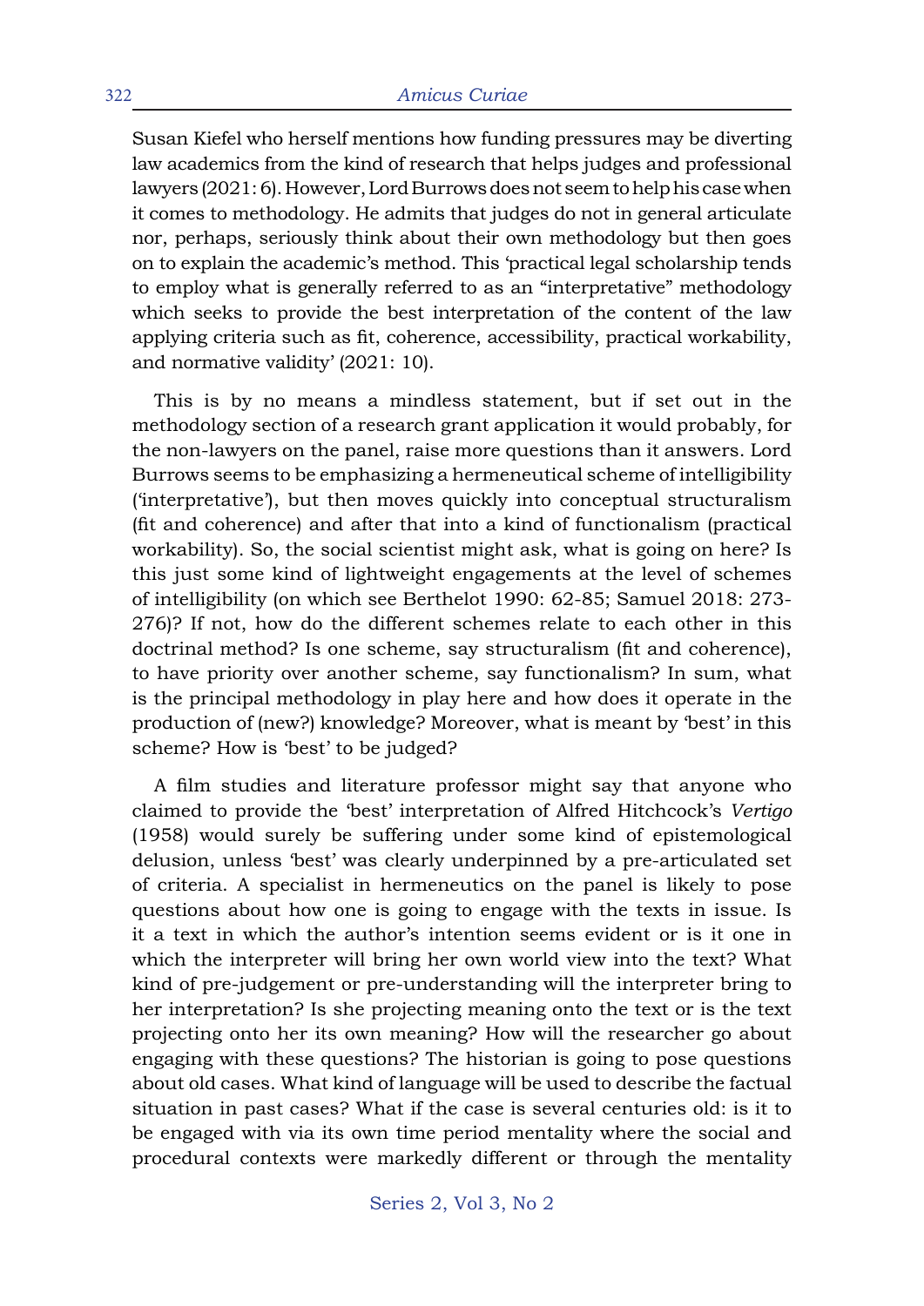Susan Kiefel who herself mentions how funding pressures may be diverting law academics from the kind of research that helps judges and professional lawyers (2021: 6). However, Lord Burrows does not seem to help his case when it comes to methodology. He admits that judges do not in general articulate nor, perhaps, seriously think about their own methodology but then goes on to explain the academic's method. This 'practical legal scholarship tends to employ what is generally referred to as an "interpretative" methodology which seeks to provide the best interpretation of the content of the law applying criteria such as fit, coherence, accessibility, practical workability, and normative validity' (2021: 10).

This is by no means a mindless statement, but if set out in the methodology section of a research grant application it would probably, for the non-lawyers on the panel, raise more questions than it answers. Lord Burrows seems to be emphasizing a hermeneutical scheme of intelligibility ('interpretative'), but then moves quickly into conceptual structuralism (fit and coherence) and after that into a kind of functionalism (practical workability). So, the social scientist might ask, what is going on here? Is this just some kind of lightweight engagements at the level of schemes of intelligibility (on which see Berthelot 1990: 62-85; Samuel 2018: 273-276)? If not, how do the different schemes relate to each other in this doctrinal method? Is one scheme, say structuralism (fit and coherence), to have priority over another scheme, say functionalism? In sum, what is the principal methodology in play here and how does it operate in the production of (new?) knowledge? Moreover, what is meant by 'best' in this scheme? How is 'best' to be judged?

A film studies and literature professor might say that anyone who claimed to provide the 'best' interpretation of Alfred Hitchcock's *Vertigo* (1958) would surely be suffering under some kind of epistemological delusion, unless 'best' was clearly underpinned by a pre-articulated set of criteria. A specialist in hermeneutics on the panel is likely to pose questions about how one is going to engage with the texts in issue. Is it a text in which the author's intention seems evident or is it one in which the interpreter will bring her own world view into the text? What kind of pre-judgement or pre-understanding will the interpreter bring to her interpretation? Is she projecting meaning onto the text or is the text projecting onto her its own meaning? How will the researcher go about engaging with these questions? The historian is going to pose questions about old cases. What kind of language will be used to describe the factual situation in past cases? What if the case is several centuries old: is it to be engaged with via its own time period mentality where the social and procedural contexts were markedly different or through the mentality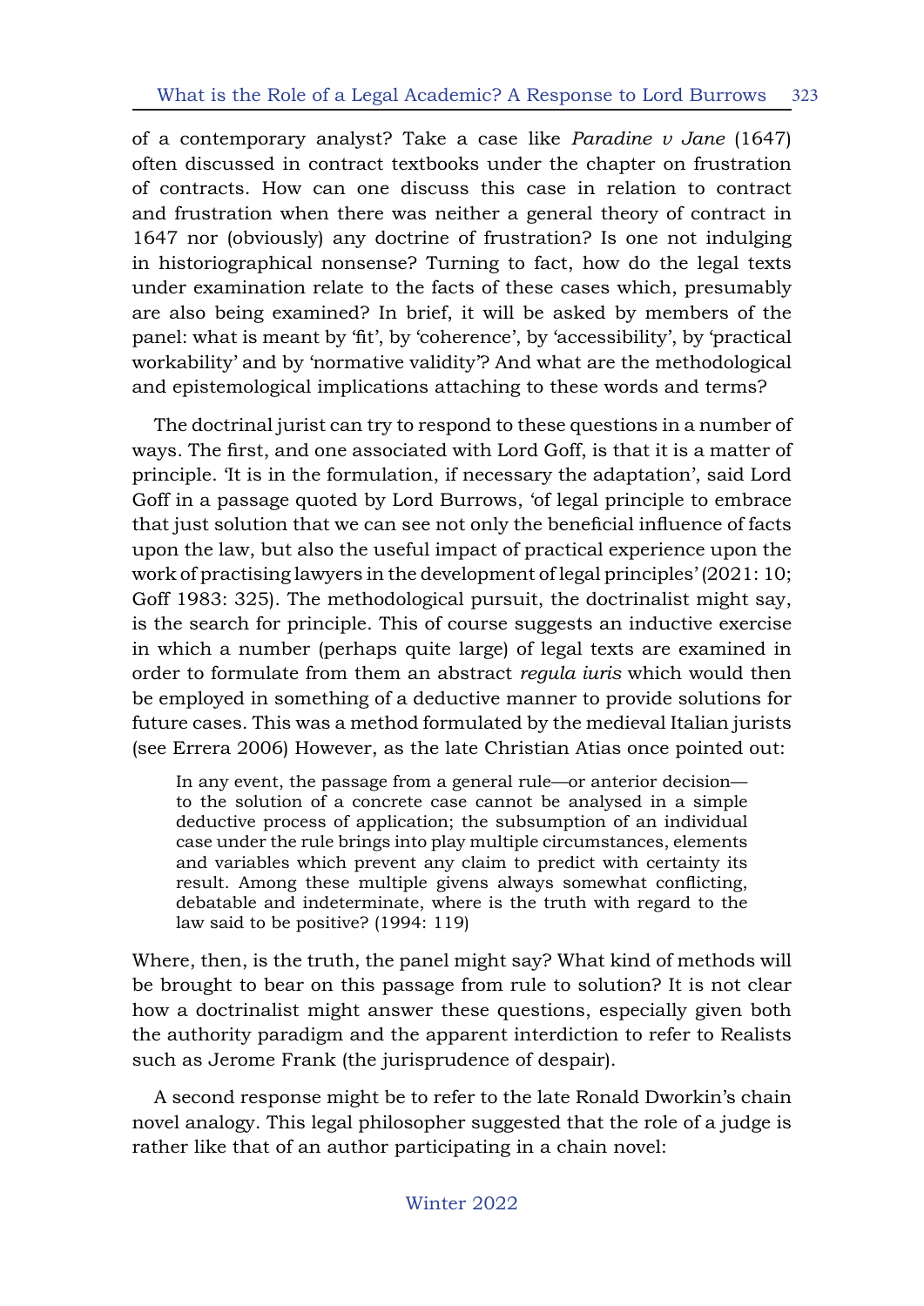of a contemporary analyst? Take a case like *Paradine v Jane* (1647) often discussed in contract textbooks under the chapter on frustration of contracts. How can one discuss this case in relation to contract and frustration when there was neither a general theory of contract in 1647 nor (obviously) any doctrine of frustration? Is one not indulging in historiographical nonsense? Turning to fact, how do the legal texts under examination relate to the facts of these cases which, presumably are also being examined? In brief, it will be asked by members of the panel: what is meant by 'fit', by 'coherence', by 'accessibility', by 'practical workability' and by 'normative validity'? And what are the methodological and epistemological implications attaching to these words and terms?

The doctrinal jurist can try to respond to these questions in a number of ways. The first, and one associated with Lord Goff, is that it is a matter of principle. 'It is in the formulation, if necessary the adaptation', said Lord Goff in a passage quoted by Lord Burrows, 'of legal principle to embrace that just solution that we can see not only the beneficial influence of facts upon the law, but also the useful impact of practical experience upon the work of practising lawyers in the development of legal principles' (2021: 10; Goff 1983: 325). The methodological pursuit, the doctrinalist might say, is the search for principle. This of course suggests an inductive exercise in which a number (perhaps quite large) of legal texts are examined in order to formulate from them an abstract *regula iuris* which would then be employed in something of a deductive manner to provide solutions for future cases. This was a method formulated by the medieval Italian jurists (see Errera 2006) However, as the late Christian Atias once pointed out:

> In any event, the passage from a general rule—or anterior decision—to the solution of a concrete case cannot be analysed in a simple deductive process of application; the subsumption of an individual case under the rule brings into play multiple circumstances, elements and variables which prevent any claim to predict with certainty its result. Among these multiple givens always somewhat conflicting, debatable and indeterminate, where is the truth with regard to the law said to be positive? (1994: 119)

Where, then, is the truth, the panel might say? What kind of methods will be brought to bear on this passage from rule to solution? It is not clear how a doctrinalist might answer these questions, especially given both the authority paradigm and the apparent interdiction to refer to Realists such as Jerome Frank (the jurisprudence of despair).

A second response might be to refer to the late Ronald Dworkin's chain novel analogy. This legal philosopher suggested that the role of a judge is rather like that of an author participating in a chain novel: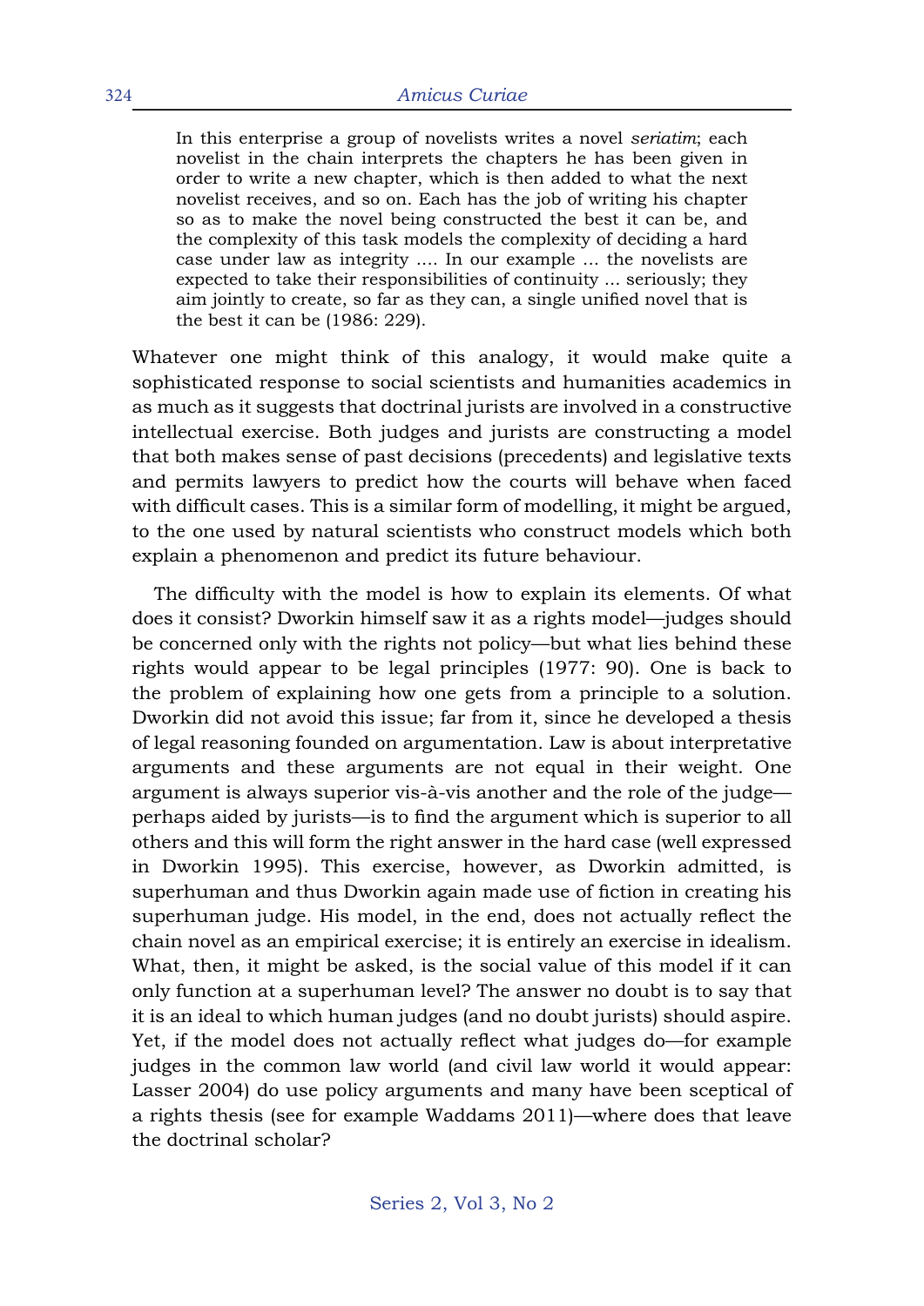> In this enterprise a group of novelists writes a novel *seriatim*; each novelist in the chain interprets the chapters he has been given in order to write a new chapter, which is then added to what the next novelist receives, and so on. Each has the job of writing his chapter so as to make the novel being constructed the best it can be, and the complexity of this task models the complexity of deciding a hard case under law as integrity .... In our example ... the novelists are expected to take their responsibilities of continuity ... seriously; they aim jointly to create, so far as they can, a single unified novel that is the best it can be (1986: 229).

Whatever one might think of this analogy, it would make quite a sophisticated response to social scientists and humanities academics in as much as it suggests that doctrinal jurists are involved in a constructive intellectual exercise. Both judges and jurists are constructing a model that both makes sense of past decisions (precedents) and legislative texts and permits lawyers to predict how the courts will behave when faced with difficult cases. This is a similar form of modelling, it might be argued, to the one used by natural scientists who construct models which both explain a phenomenon and predict its future behaviour.

The difficulty with the model is how to explain its elements. Of what does it consist? Dworkin himself saw it as a rights model—judges should be concerned only with the rights not policy—but what lies behind these rights would appear to be legal principles (1977: 90). One is back to the problem of explaining how one gets from a principle to a solution. Dworkin did not avoid this issue; far from it, since he developed a thesis of legal reasoning founded on argumentation. Law is about interpretative arguments and these arguments are not equal in their weight. One argument is always superior vis-à-vis another and the role of the judge—perhaps aided by jurists—is to find the argument which is superior to all others and this will form the right answer in the hard case (well expressed in Dworkin 1995). This exercise, however, as Dworkin admitted, is superhuman and thus Dworkin again made use of fiction in creating his superhuman judge. His model, in the end, does not actually reflect the chain novel as an empirical exercise; it is entirely an exercise in idealism. What, then, it might be asked, is the social value of this model if it can only function at a superhuman level? The answer no doubt is to say that it is an ideal to which human judges (and no doubt jurists) should aspire. Yet, if the model does not actually reflect what judges do—for example judges in the common law world (and civil law world it would appear: Lasser 2004) do use policy arguments and many have been sceptical of a rights thesis (see for example Waddams 2011)—where does that leave the doctrinal scholar?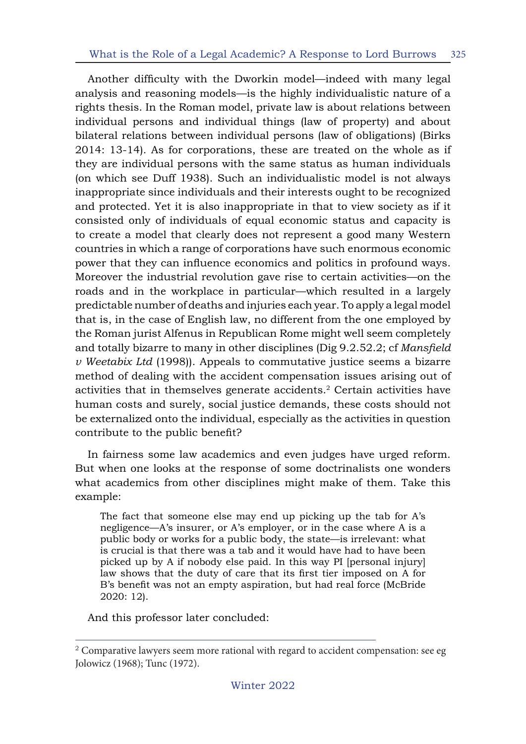Another difficulty with the Dworkin model—indeed with many legal analysis and reasoning models—is the highly individualistic nature of a rights thesis. In the Roman model, private law is about relations between individual persons and individual things (law of property) and about bilateral relations between individual persons (law of obligations) (Birks 2014: 13-14). As for corporations, these are treated on the whole as if they are individual persons with the same status as human individuals (on which see Duff 1938). Such an individualistic model is not always inappropriate since individuals and their interests ought to be recognized and protected. Yet it is also inappropriate in that to view society as if it consisted only of individuals of equal economic status and capacity is to create a model that clearly does not represent a good many Western countries in which a range of corporations have such enormous economic power that they can influence economics and politics in profound ways. Moreover the industrial revolution gave rise to certain activities—on the roads and in the workplace in particular—which resulted in a largely predictable number of deaths and injuries each year. To apply a legal model that is, in the case of English law, no different from the one employed by the Roman jurist Alfenus in Republican Rome might well seem completely and totally bizarre to many in other disciplines (Dig 9.2.52.2; cf *Mansfield v Weetabix Ltd* (1998)). Appeals to commutative justice seems a bizarre method of dealing with the accident compensation issues arising out of activities that in themselves generate accidents.[2] Certain activities have human costs and surely, social justice demands, these costs should not be externalized onto the individual, especially as the activities in question contribute to the public benefit?

In fairness some law academics and even judges have urged reform. But when one looks at the response of some doctrinalists one wonders what academics from other disciplines might make of them. Take this example:

> The fact that someone else may end up picking up the tab for A's negligence—A's insurer, or A's employer, or in the case where A is a public body or works for a public body, the state—is irrelevant: what is crucial is that there was a tab and it would have had to have been picked up by A if nobody else paid. In this way PI [personal injury] law shows that the duty of care that its first tier imposed on A for B's benefit was not an empty aspiration, but had real force (McBride 2020: 12).

And this professor later concluded:

---

[2] Comparative lawyers seem more rational with regard to accident compensation: see eg Jolowicz (1968); Tunc (1972).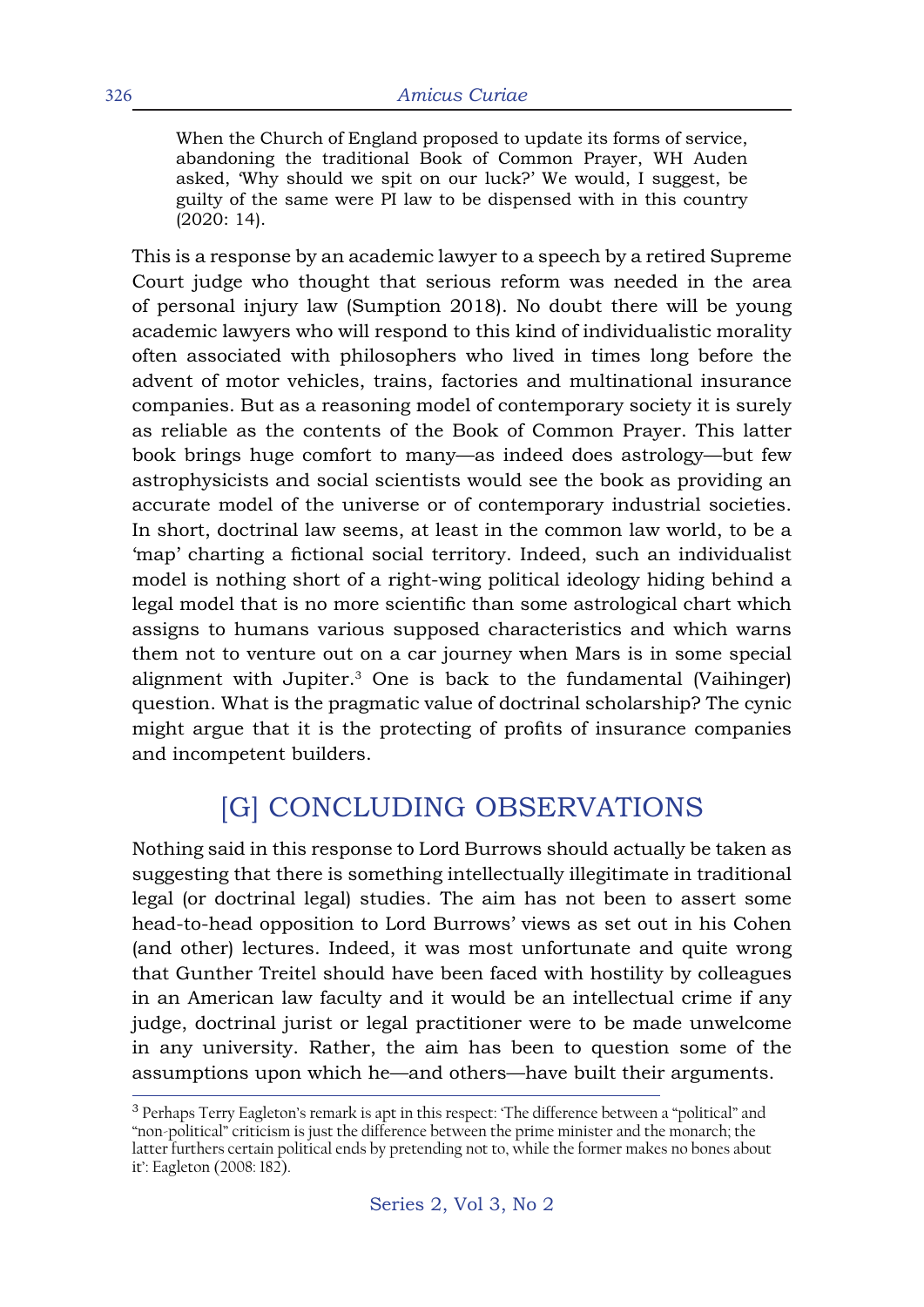> When the Church of England proposed to update its forms of service, abandoning the traditional Book of Common Prayer, WH Auden asked, 'Why should we spit on our luck?' We would, I suggest, be guilty of the same were PI law to be dispensed with in this country (2020: 14).

This is a response by an academic lawyer to a speech by a retired Supreme Court judge who thought that serious reform was needed in the area of personal injury law (Sumption 2018). No doubt there will be young academic lawyers who will respond to this kind of individualistic morality often associated with philosophers who lived in times long before the advent of motor vehicles, trains, factories and multinational insurance companies. But as a reasoning model of contemporary society it is surely as reliable as the contents of the Book of Common Prayer. This latter book brings huge comfort to many—as indeed does astrology—but few astrophysicists and social scientists would see the book as providing an accurate model of the universe or of contemporary industrial societies. In short, doctrinal law seems, at least in the common law world, to be a 'map' charting a fictional social territory. Indeed, such an individualist model is nothing short of a right-wing political ideology hiding behind a legal model that is no more scientific than some astrological chart which assigns to humans various supposed characteristics and which warns them not to venture out on a car journey when Mars is in some special alignment with Jupiter.[3] One is back to the fundamental (Vaihinger) question. What is the pragmatic value of doctrinal scholarship? The cynic might argue that it is the protecting of profits of insurance companies and incompetent builders.

## [G] CONCLUDING OBSERVATIONS

Nothing said in this response to Lord Burrows should actually be taken as suggesting that there is something intellectually illegitimate in traditional legal (or doctrinal legal) studies. The aim has not been to assert some head-to-head opposition to Lord Burrows' views as set out in his Cohen (and other) lectures. Indeed, it was most unfortunate and quite wrong that Gunther Treitel should have been faced with hostility by colleagues in an American law faculty and it would be an intellectual crime if any judge, doctrinal jurist or legal practitioner were to be made unwelcome in any university. Rather, the aim has been to question some of the assumptions upon which he—and others—have built their arguments.

---

[3] Perhaps Terry Eagleton's remark is apt in this respect: 'The difference between a "political" and "non-political" criticism is just the difference between the prime minister and the monarch; the latter furthers certain political ends by pretending not to, while the former makes no bones about it': Eagleton (2008: 182).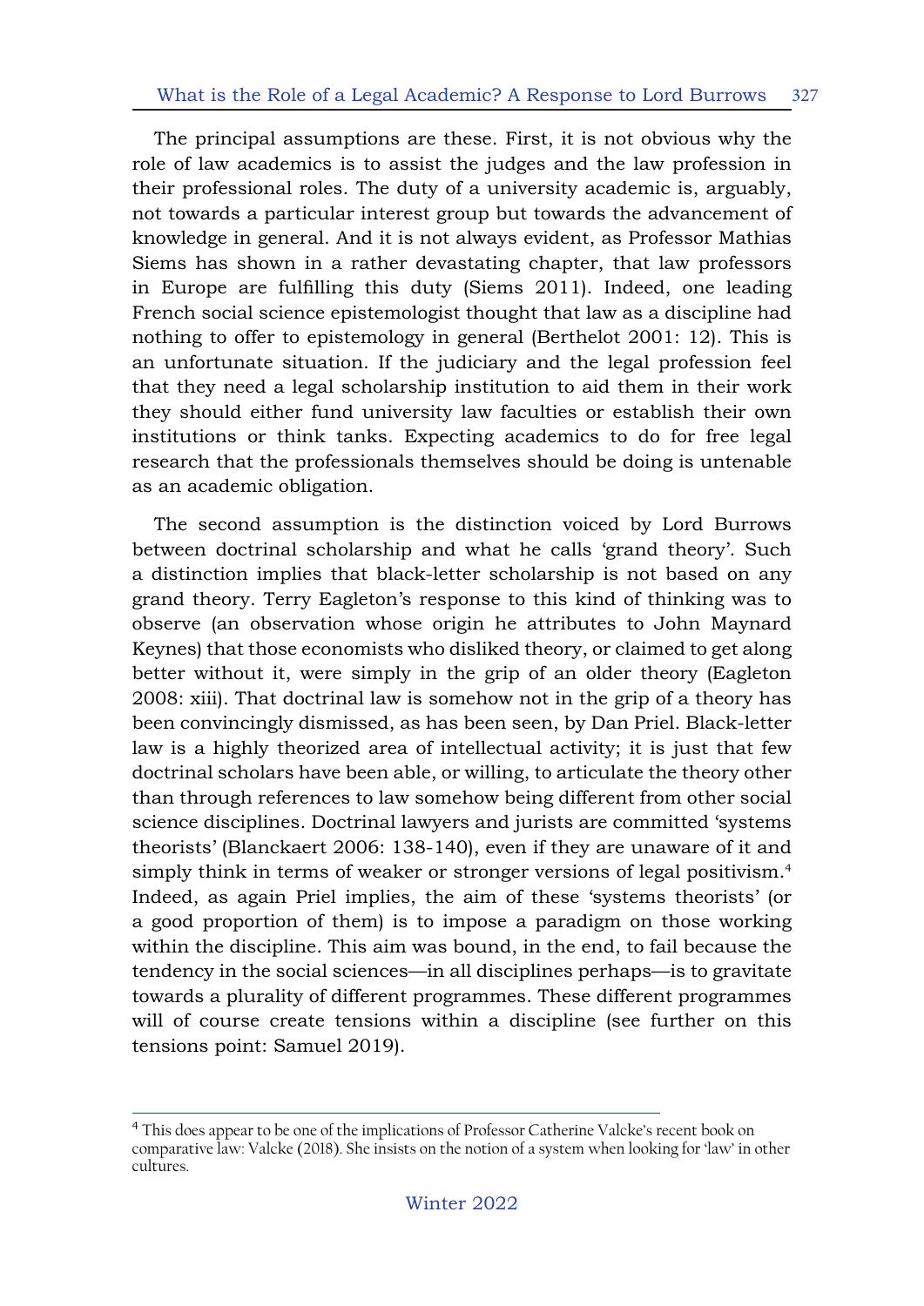The principal assumptions are these. First, it is not obvious why the role of law academics is to assist the judges and the law profession in their professional roles. The duty of a university academic is, arguably, not towards a particular interest group but towards the advancement of knowledge in general. And it is not always evident, as Professor Mathias Siems has shown in a rather devastating chapter, that law professors in Europe are fulfilling this duty (Siems 2011). Indeed, one leading French social science epistemologist thought that law as a discipline had nothing to offer to epistemology in general (Berthelot 2001: 12). This is an unfortunate situation. If the judiciary and the legal profession feel that they need a legal scholarship institution to aid them in their work they should either fund university law faculties or establish their own institutions or think tanks. Expecting academics to do for free legal research that the professionals themselves should be doing is untenable as an academic obligation.

The second assumption is the distinction voiced by Lord Burrows between doctrinal scholarship and what he calls 'grand theory'. Such a distinction implies that black-letter scholarship is not based on any grand theory. Terry Eagleton's response to this kind of thinking was to observe (an observation whose origin he attributes to John Maynard Keynes) that those economists who disliked theory, or claimed to get along better without it, were simply in the grip of an older theory (Eagleton 2008: xiii). That doctrinal law is somehow not in the grip of a theory has been convincingly dismissed, as has been seen, by Dan Priel. Black-letter law is a highly theorized area of intellectual activity; it is just that few doctrinal scholars have been able, or willing, to articulate the theory other than through references to law somehow being different from other social science disciplines. Doctrinal lawyers and jurists are committed 'systems theorists' (Blanckaert 2006: 138-140), even if they are unaware of it and simply think in terms of weaker or stronger versions of legal positivism.[4] Indeed, as again Priel implies, the aim of these 'systems theorists' (or a good proportion of them) is to impose a paradigm on those working within the discipline. This aim was bound, in the end, to fail because the tendency in the social sciences—in all disciplines perhaps—is to gravitate towards a plurality of different programmes. These different programmes will of course create tensions within a discipline (see further on this tensions point: Samuel 2019).

---

[4] This does appear to be one of the implications of Professor Catherine Valcke's recent book on comparative law: Valcke (2018). She insists on the notion of a system when looking for 'law' in other cultures.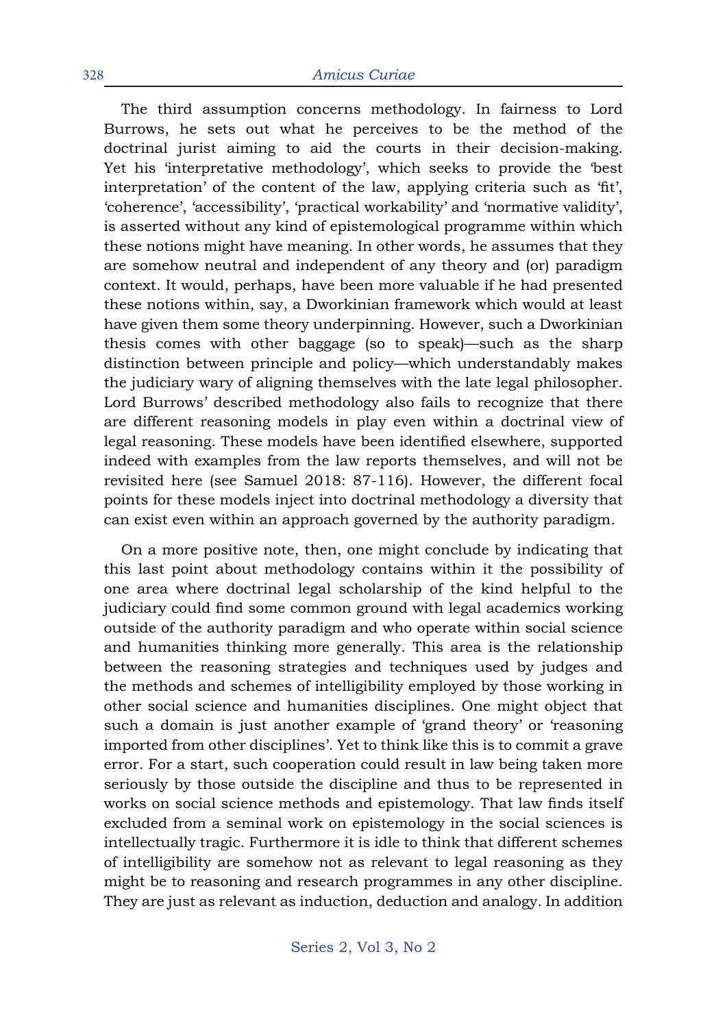The third assumption concerns methodology. In fairness to Lord Burrows, he sets out what he perceives to be the method of the doctrinal jurist aiming to aid the courts in their decision-making. Yet his 'interpretative methodology', which seeks to provide the 'best interpretation' of the content of the law, applying criteria such as 'fit', 'coherence', 'accessibility', 'practical workability' and 'normative validity', is asserted without any kind of epistemological programme within which these notions might have meaning. In other words, he assumes that they are somehow neutral and independent of any theory and (or) paradigm context. It would, perhaps, have been more valuable if he had presented these notions within, say, a Dworkinian framework which would at least have given them some theory underpinning. However, such a Dworkinian thesis comes with other baggage (so to speak)—such as the sharp distinction between principle and policy—which understandably makes the judiciary wary of aligning themselves with the late legal philosopher. Lord Burrows' described methodology also fails to recognize that there are different reasoning models in play even within a doctrinal view of legal reasoning. These models have been identified elsewhere, supported indeed with examples from the law reports themselves, and will not be revisited here (see Samuel 2018: 87-116). However, the different focal points for these models inject into doctrinal methodology a diversity that can exist even within an approach governed by the authority paradigm.

On a more positive note, then, one might conclude by indicating that this last point about methodology contains within it the possibility of one area where doctrinal legal scholarship of the kind helpful to the judiciary could find some common ground with legal academics working outside of the authority paradigm and who operate within social science and humanities thinking more generally. This area is the relationship between the reasoning strategies and techniques used by judges and the methods and schemes of intelligibility employed by those working in other social science and humanities disciplines. One might object that such a domain is just another example of 'grand theory' or 'reasoning imported from other disciplines'. Yet to think like this is to commit a grave error. For a start, such cooperation could result in law being taken more seriously by those outside the discipline and thus to be represented in works on social science methods and epistemology. That law finds itself excluded from a seminal work on epistemology in the social sciences is intellectually tragic. Furthermore it is idle to think that different schemes of intelligibility are somehow not as relevant to legal reasoning as they might be to reasoning and research programmes in any other discipline. They are just as relevant as induction, deduction and analogy. In addition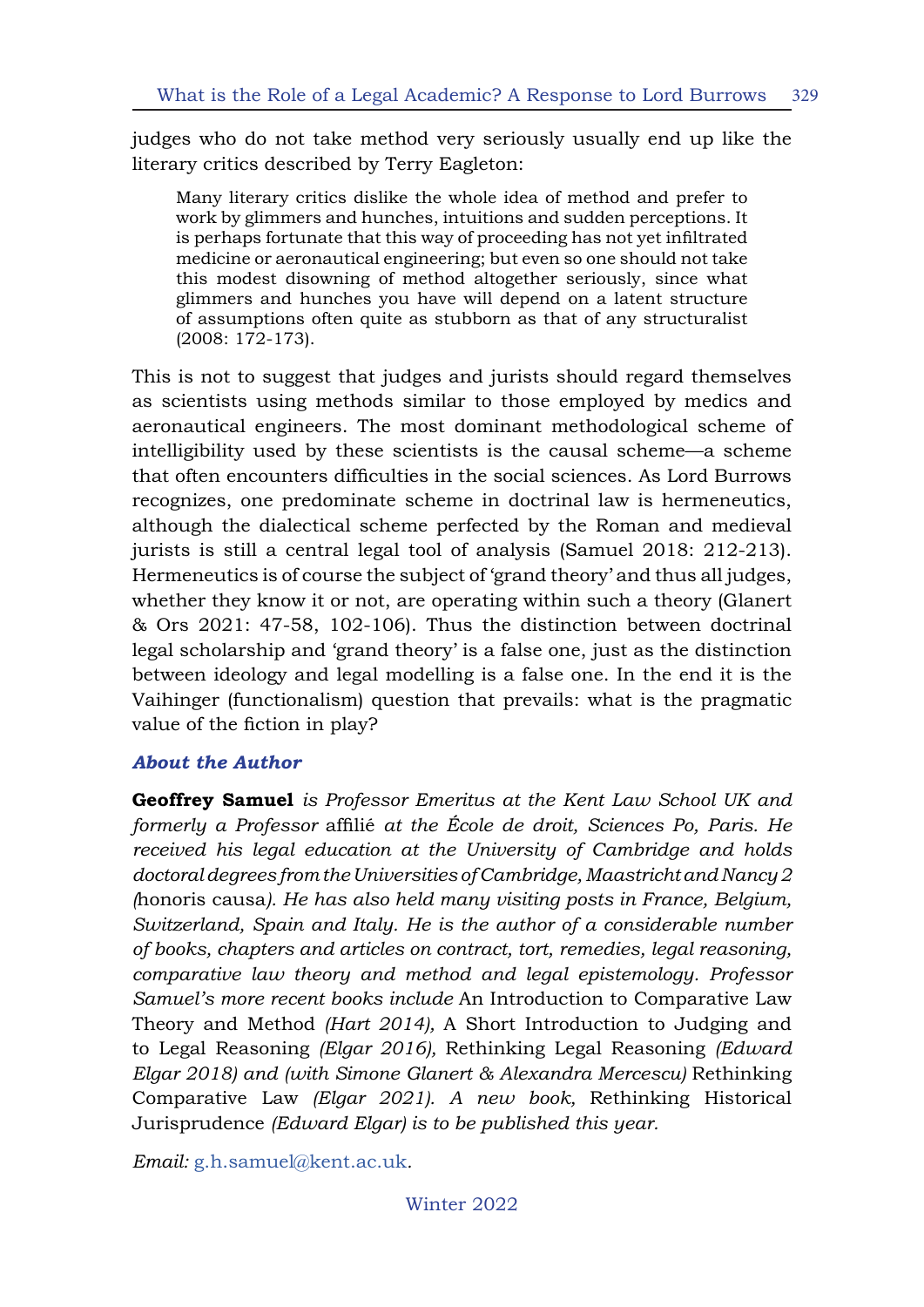judges who do not take method very seriously usually end up like the literary critics described by Terry Eagleton:

> Many literary critics dislike the whole idea of method and prefer to work by glimmers and hunches, intuitions and sudden perceptions. It is perhaps fortunate that this way of proceeding has not yet infiltrated medicine or aeronautical engineering; but even so one should not take this modest disowning of method altogether seriously, since what glimmers and hunches you have will depend on a latent structure of assumptions often quite as stubborn as that of any structuralist (2008: 172-173).

This is not to suggest that judges and jurists should regard themselves as scientists using methods similar to those employed by medics and aeronautical engineers. The most dominant methodological scheme of intelligibility used by these scientists is the causal scheme—a scheme that often encounters difficulties in the social sciences. As Lord Burrows recognizes, one predominate scheme in doctrinal law is hermeneutics, although the dialectical scheme perfected by the Roman and medieval jurists is still a central legal tool of analysis (Samuel 2018: 212-213). Hermeneutics is of course the subject of 'grand theory' and thus all judges, whether they know it or not, are operating within such a theory (Glanert & Ors 2021: 47-58, 102-106). Thus the distinction between doctrinal legal scholarship and 'grand theory' is a false one, just as the distinction between ideology and legal modelling is a false one. In the end it is the Vaihinger (functionalism) question that prevails: what is the pragmatic value of the fiction in play?

### *About the Author*

**Geoffrey Samuel** *is Professor Emeritus at the Kent Law School UK and formerly a Professor* affilié *at the École de droit, Sciences Po, Paris. He received his legal education at the University of Cambridge and holds doctoral degrees from the Universities of Cambridge, Maastricht and Nancy 2 (*honoris causa*). He has also held many visiting posts in France, Belgium, Switzerland, Spain and Italy. He is the author of a considerable number of books, chapters and articles on contract, tort, remedies, legal reasoning, comparative law theory and method and legal epistemology. Professor Samuel's more recent books include* An Introduction to Comparative Law Theory and Method *(Hart 2014),* A Short Introduction to Judging and to Legal Reasoning *(Elgar 2016),* Rethinking Legal Reasoning *(Edward Elgar 2018) and (with Simone Glanert & Alexandra Mercescu)* Rethinking Comparative Law *(Elgar 2021). A new book,* Rethinking Historical Jurisprudence *(Edward Elgar) is to be published this year.*

*Email:* g.h.samuel@kent.ac.uk.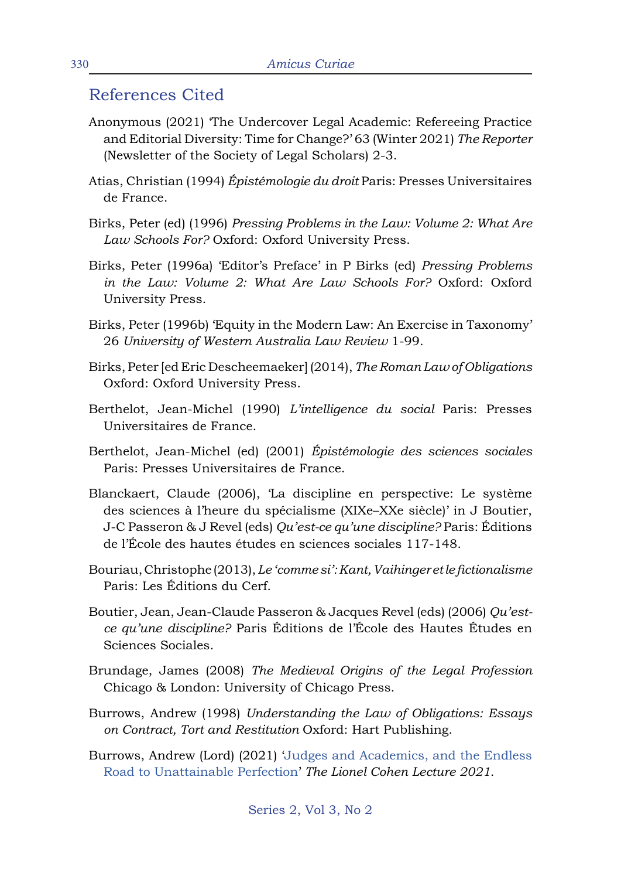## References Cited

Anonymous (2021) 'The Undercover Legal Academic: Refereeing Practice and Editorial Diversity: Time for Change?' 63 (Winter 2021) *The Reporter* (Newsletter of the Society of Legal Scholars) 2-3.

Atias, Christian (1994) *Épistémologie du droit* Paris: Presses Universitaires de France.

Birks, Peter (ed) (1996) *Pressing Problems in the Law: Volume 2: What Are Law Schools For?* Oxford: Oxford University Press.

Birks, Peter (1996a) 'Editor's Preface' in P Birks (ed) *Pressing Problems in the Law: Volume 2: What Are Law Schools For?* Oxford: Oxford University Press.

Birks, Peter (1996b) 'Equity in the Modern Law: An Exercise in Taxonomy' 26 *University of Western Australia Law Review* 1-99.

Birks, Peter [ed Eric Descheemaeker] (2014), *The Roman Law of Obligations* Oxford: Oxford University Press.

Berthelot, Jean-Michel (1990) *L'intelligence du social* Paris: Presses Universitaires de France.

Berthelot, Jean-Michel (ed) (2001) *Épistémologie des sciences sociales* Paris: Presses Universitaires de France.

Blanckaert, Claude (2006), 'La discipline en perspective: Le système des sciences à l'heure du spécialisme (XIXe–XXe siècle)' in J Boutier, J-C Passeron & J Revel (eds) *Qu'est-ce qu'une discipline?* Paris: Éditions de l'École des hautes études en sciences sociales 117-148.

Bouriau, Christophe (2013), *Le 'comme si': Kant, Vaihinger et le fictionalisme* Paris: Les Éditions du Cerf.

Boutier, Jean, Jean-Claude Passeron & Jacques Revel (eds) (2006) *Qu'est-ce qu'une discipline?* Paris Éditions de l'École des Hautes Études en Sciences Sociales.

Brundage, James (2008) *The Medieval Origins of the Legal Profession* Chicago & London: University of Chicago Press.

Burrows, Andrew (1998) *Understanding the Law of Obligations: Essays on Contract, Tort and Restitution* Oxford: Hart Publishing.

Burrows, Andrew (Lord) (2021) 'Judges and Academics, and the Endless Road to Unattainable Perfection' *The Lionel Cohen Lecture 2021*.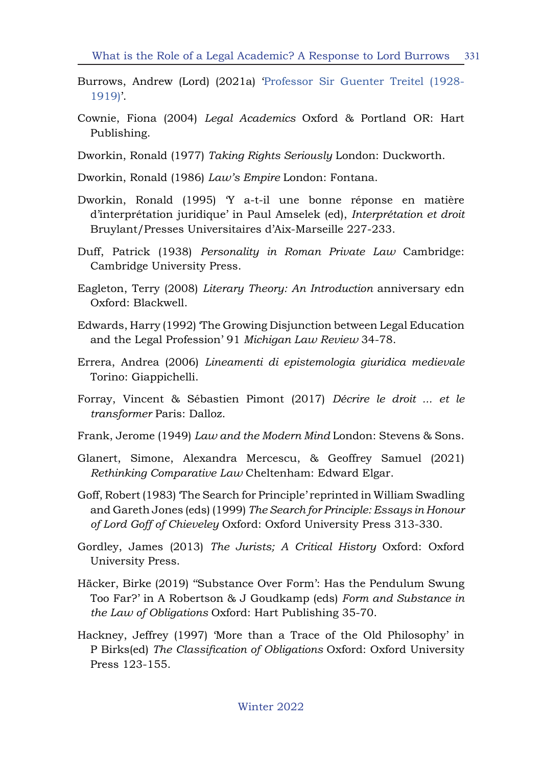Burrows, Andrew (Lord) (2021a) 'Professor Sir Guenter Treitel (1928-1919)'.

Cownie, Fiona (2004) *Legal Academics* Oxford & Portland OR: Hart Publishing.

Dworkin, Ronald (1977) *Taking Rights Seriously* London: Duckworth.

Dworkin, Ronald (1986) *Law's Empire* London: Fontana.

Dworkin, Ronald (1995) 'Y a-t-il une bonne réponse en matière d'interprétation juridique' in Paul Amselek (ed), *Interprétation et droit* Bruylant/Presses Universitaires d'Aix-Marseille 227-233.

Duff, Patrick (1938) *Personality in Roman Private Law* Cambridge: Cambridge University Press.

Eagleton, Terry (2008) *Literary Theory: An Introduction* anniversary edn Oxford: Blackwell.

Edwards, Harry (1992) 'The Growing Disjunction between Legal Education and the Legal Profession' 91 *Michigan Law Review* 34-78.

Errera, Andrea (2006) *Lineamenti di epistemologia giuridica medievale* Torino: Giappichelli.

Forray, Vincent & Sébastien Pimont (2017) *Décrire le droit ... et le transformer* Paris: Dalloz.

Frank, Jerome (1949) *Law and the Modern Mind* London: Stevens & Sons.

Glanert, Simone, Alexandra Mercescu, & Geoffrey Samuel (2021) *Rethinking Comparative Law* Cheltenham: Edward Elgar.

Goff, Robert (1983) 'The Search for Principle' reprinted in William Swadling and Gareth Jones (eds) (1999) *The Search for Principle: Essays in Honour of Lord Goff of Chieveley* Oxford: Oxford University Press 313-330.

Gordley, James (2013) *The Jurists; A Critical History* Oxford: Oxford University Press.

Häcker, Birke (2019) "Substance Over Form': Has the Pendulum Swung Too Far?' in A Robertson & J Goudkamp (eds) *Form and Substance in the Law of Obligations* Oxford: Hart Publishing 35-70.

Hackney, Jeffrey (1997) 'More than a Trace of the Old Philosophy' in P Birks(ed) *The Classification of Obligations* Oxford: Oxford University Press 123-155.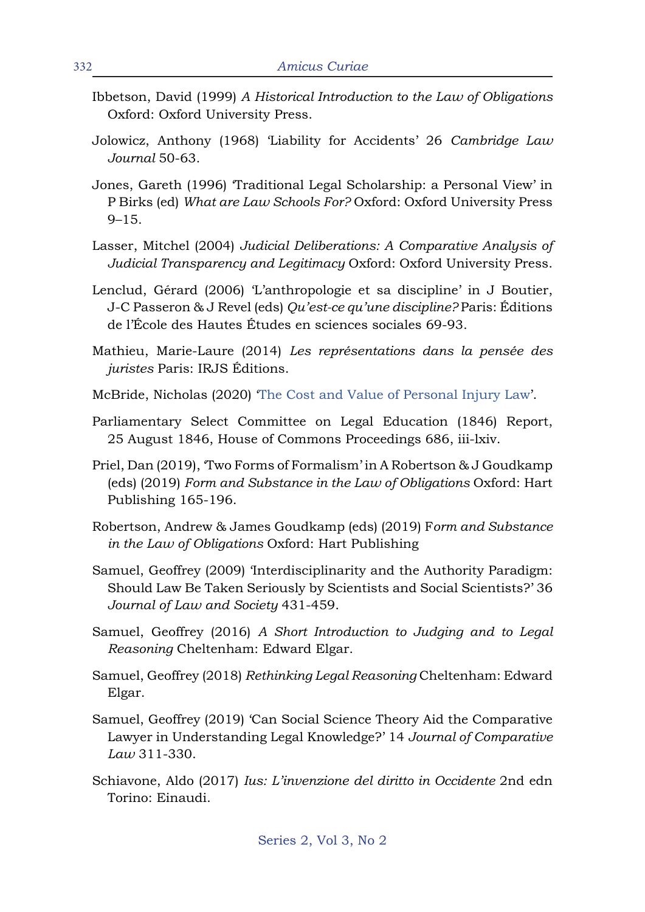Ibbetson, David (1999) *A Historical Introduction to the Law of Obligations* Oxford: Oxford University Press.

Jolowicz, Anthony (1968) 'Liability for Accidents' 26 *Cambridge Law Journal* 50-63.

Jones, Gareth (1996) 'Traditional Legal Scholarship: a Personal View' in P Birks (ed) *What are Law Schools For?* Oxford: Oxford University Press 9–15.

Lasser, Mitchel (2004) *Judicial Deliberations: A Comparative Analysis of Judicial Transparency and Legitimacy* Oxford: Oxford University Press.

Lenclud, Gérard (2006) 'L'anthropologie et sa discipline' in J Boutier, J-C Passeron & J Revel (eds) *Qu'est-ce qu'une discipline?* Paris: Éditions de l'École des Hautes Études en sciences sociales 69-93.

Mathieu, Marie-Laure (2014) *Les représentations dans la pensée des juristes* Paris: IRJS Éditions.

McBride, Nicholas (2020) 'The Cost and Value of Personal Injury Law'.

Parliamentary Select Committee on Legal Education (1846) Report, 25 August 1846, House of Commons Proceedings 686, iii-lxiv.

Priel, Dan (2019), 'Two Forms of Formalism' in A Robertson & J Goudkamp (eds) (2019) *Form and Substance in the Law of Obligations* Oxford: Hart Publishing 165-196.

Robertson, Andrew & James Goudkamp (eds) (2019) F*orm and Substance in the Law of Obligations* Oxford: Hart Publishing

Samuel, Geoffrey (2009) 'Interdisciplinarity and the Authority Paradigm: Should Law Be Taken Seriously by Scientists and Social Scientists?' 36 *Journal of Law and Society* 431-459.

Samuel, Geoffrey (2016) *A Short Introduction to Judging and to Legal Reasoning* Cheltenham: Edward Elgar.

Samuel, Geoffrey (2018) *Rethinking Legal Reasoning* Cheltenham: Edward Elgar.

Samuel, Geoffrey (2019) 'Can Social Science Theory Aid the Comparative Lawyer in Understanding Legal Knowledge?' 14 *Journal of Comparative Law* 311-330.

Schiavone, Aldo (2017) *Ius: L'invenzione del diritto in Occidente* 2nd edn Torino: Einaudi.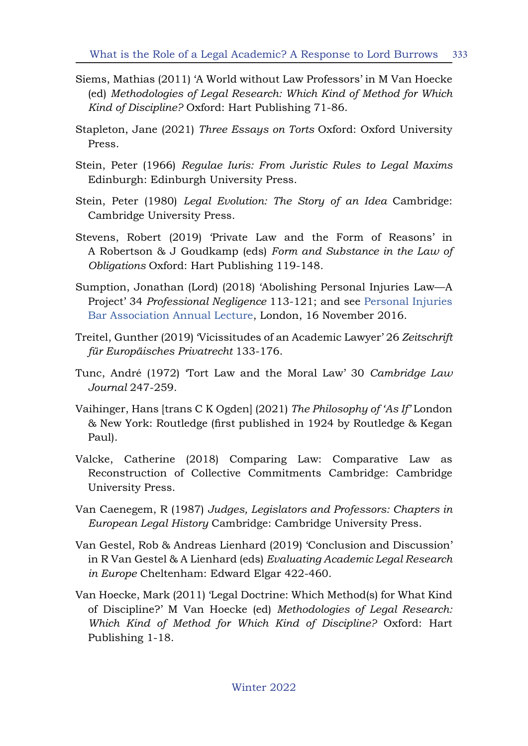Siems, Mathias (2011) 'A World without Law Professors' in M Van Hoecke (ed) *Methodologies of Legal Research: Which Kind of Method for Which Kind of Discipline?* Oxford: Hart Publishing 71-86.

Stapleton, Jane (2021) *Three Essays on Torts* Oxford: Oxford University Press.

Stein, Peter (1966) *Regulae Iuris: From Juristic Rules to Legal Maxims* Edinburgh: Edinburgh University Press.

Stein, Peter (1980) *Legal Evolution: The Story of an Idea* Cambridge: Cambridge University Press.

Stevens, Robert (2019) 'Private Law and the Form of Reasons' in A Robertson & J Goudkamp (eds) *Form and Substance in the Law of Obligations* Oxford: Hart Publishing 119-148.

Sumption, Jonathan (Lord) (2018) 'Abolishing Personal Injuries Law—A Project' 34 *Professional Negligence* 113-121; and see Personal Injuries Bar Association Annual Lecture, London, 16 November 2016.

Treitel, Gunther (2019) 'Vicissitudes of an Academic Lawyer' 26 *Zeitschrift für Europäisches Privatrecht* 133-176.

Tunc, André (1972) 'Tort Law and the Moral Law' 30 *Cambridge Law Journal* 247-259.

Vaihinger, Hans [trans C K Ogden] (2021) *The Philosophy of 'As If'* London & New York: Routledge (first published in 1924 by Routledge & Kegan Paul).

Valcke, Catherine (2018) Comparing Law: Comparative Law as Reconstruction of Collective Commitments Cambridge: Cambridge University Press.

Van Caenegem, R (1987) *Judges, Legislators and Professors: Chapters in European Legal History* Cambridge: Cambridge University Press.

Van Gestel, Rob & Andreas Lienhard (2019) 'Conclusion and Discussion' in R Van Gestel & A Lienhard (eds) *Evaluating Academic Legal Research in Europe* Cheltenham: Edward Elgar 422-460.

Van Hoecke, Mark (2011) 'Legal Doctrine: Which Method(s) for What Kind of Discipline?' M Van Hoecke (ed) *Methodologies of Legal Research: Which Kind of Method for Which Kind of Discipline?* Oxford: Hart Publishing 1-18.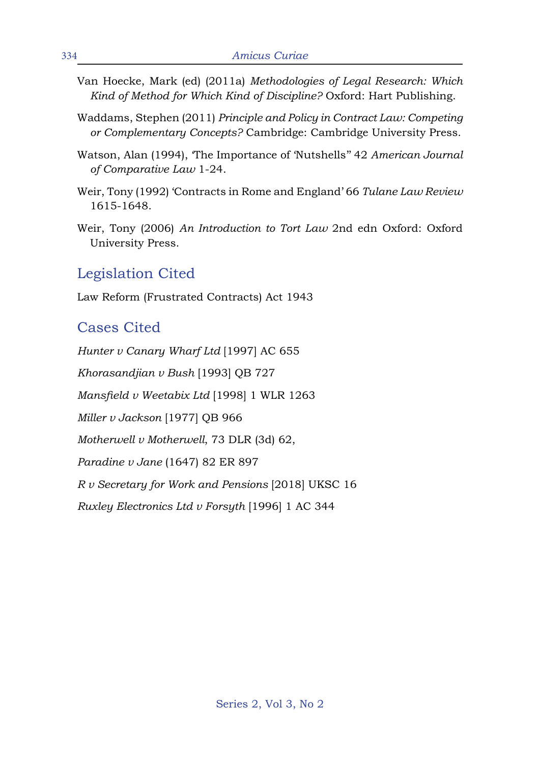Van Hoecke, Mark (ed) (2011a) *Methodologies of Legal Research: Which Kind of Method for Which Kind of Discipline?* Oxford: Hart Publishing.

Waddams, Stephen (2011) *Principle and Policy in Contract Law: Competing or Complementary Concepts?* Cambridge: Cambridge University Press.

Watson, Alan (1994), 'The Importance of 'Nutshells'' 42 *American Journal of Comparative Law* 1-24.

Weir, Tony (1992) 'Contracts in Rome and England' 66 *Tulane Law Review* 1615-1648.

Weir, Tony (2006) *An Introduction to Tort Law* 2nd edn Oxford: Oxford University Press.

## Legislation Cited

Law Reform (Frustrated Contracts) Act 1943

## Cases Cited

*Hunter v Canary Wharf Ltd* [1997] AC 655

*Khorasandjian v Bush* [1993] QB 727

*Mansfield v Weetabix Ltd* [1998] 1 WLR 1263

*Miller v Jackson* [1977] QB 966

*Motherwell v Motherwell*, 73 DLR (3d) 62,

*Paradine v Jane* (1647) 82 ER 897

*R v Secretary for Work and Pensions* [2018] UKSC 16

*Ruxley Electronics Ltd v Forsyth* [1996] 1 AC 344